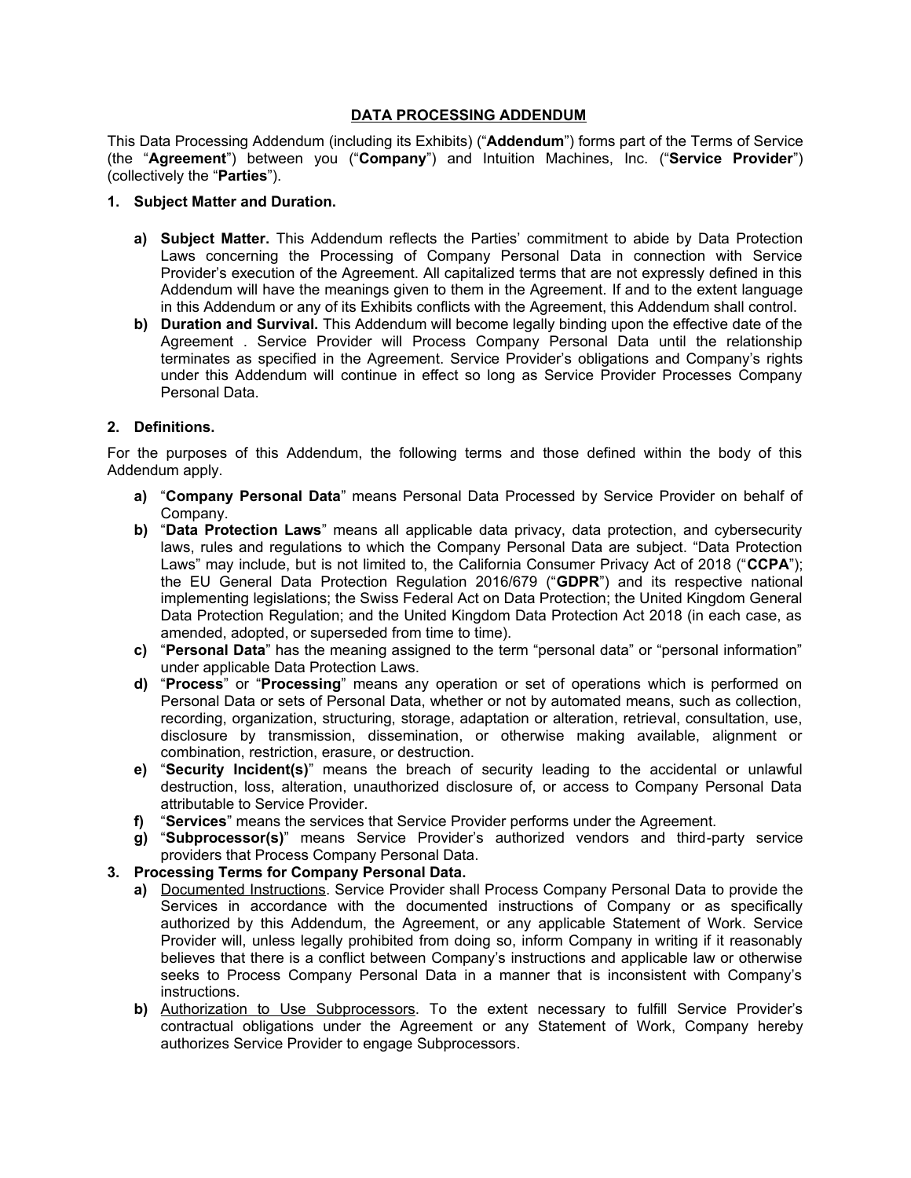# DATA PROCESSING ADDENDUM

This Data Processing Addendum (including its Exhibits) ("**Addendum**") forms part of the Terms of Service (the "**Agreement**") between you ("**Company**") and Intuition Machines, Inc. ("**Service Provider**") (collectively the "**Parties**").

## 1. Subject Matter and Duration.

a) **Subject Matter.** This Addendum reflects the Parties' commitment to abide by Data Protection Laws concerning the Processing of Company Personal Data in connection with Service Provider's execution of the Agreement. All capitalized terms that are not expressly defined in this Addendum will have the meanings given to them in the Agreement. If and to the extent language in this Addendum or any of its Exhibits conflicts with the Agreement, this Addendum shall control.

b) **Duration and Survival.** This Addendum will become legally binding upon the effective date of the Agreement . Service Provider will Process Company Personal Data until the relationship terminates as specified in the Agreement. Service Provider's obligations and Company's rights under this Addendum will continue in effect so long as Service Provider Processes Company Personal Data.

## 2. Definitions.

For the purposes of this Addendum, the following terms and those defined within the body of this Addendum apply.

a) "**Company Personal Data**" means Personal Data Processed by Service Provider on behalf of Company.

b) "**Data Protection Laws**" means all applicable data privacy, data protection, and cybersecurity laws, rules and regulations to which the Company Personal Data are subject. "Data Protection Laws" may include, but is not limited to, the California Consumer Privacy Act of 2018 ("**CCPA**"); the EU General Data Protection Regulation 2016/679 ("**GDPR**") and its respective national implementing legislations; the Swiss Federal Act on Data Protection; the United Kingdom General Data Protection Regulation; and the United Kingdom Data Protection Act 2018 (in each case, as amended, adopted, or superseded from time to time).

c) "**Personal Data**" has the meaning assigned to the term "personal data" or "personal information" under applicable Data Protection Laws.

d) "**Process**" or "**Processing**" means any operation or set of operations which is performed on Personal Data or sets of Personal Data, whether or not by automated means, such as collection, recording, organization, structuring, storage, adaptation or alteration, retrieval, consultation, use, disclosure by transmission, dissemination, or otherwise making available, alignment or combination, restriction, erasure, or destruction.

e) "**Security Incident(s)**" means the breach of security leading to the accidental or unlawful destruction, loss, alteration, unauthorized disclosure of, or access to Company Personal Data attributable to Service Provider.

f) "**Services**" means the services that Service Provider performs under the Agreement.

g) "**Subprocessor(s)**" means Service Provider's authorized vendors and third-party service providers that Process Company Personal Data.

## 3. Processing Terms for Company Personal Data.

a) Documented Instructions. Service Provider shall Process Company Personal Data to provide the Services in accordance with the documented instructions of Company or as specifically authorized by this Addendum, the Agreement, or any applicable Statement of Work. Service Provider will, unless legally prohibited from doing so, inform Company in writing if it reasonably believes that there is a conflict between Company's instructions and applicable law or otherwise seeks to Process Company Personal Data in a manner that is inconsistent with Company's instructions.

b) Authorization to Use Subprocessors. To the extent necessary to fulfill Service Provider's contractual obligations under the Agreement or any Statement of Work, Company hereby authorizes Service Provider to engage Subprocessors.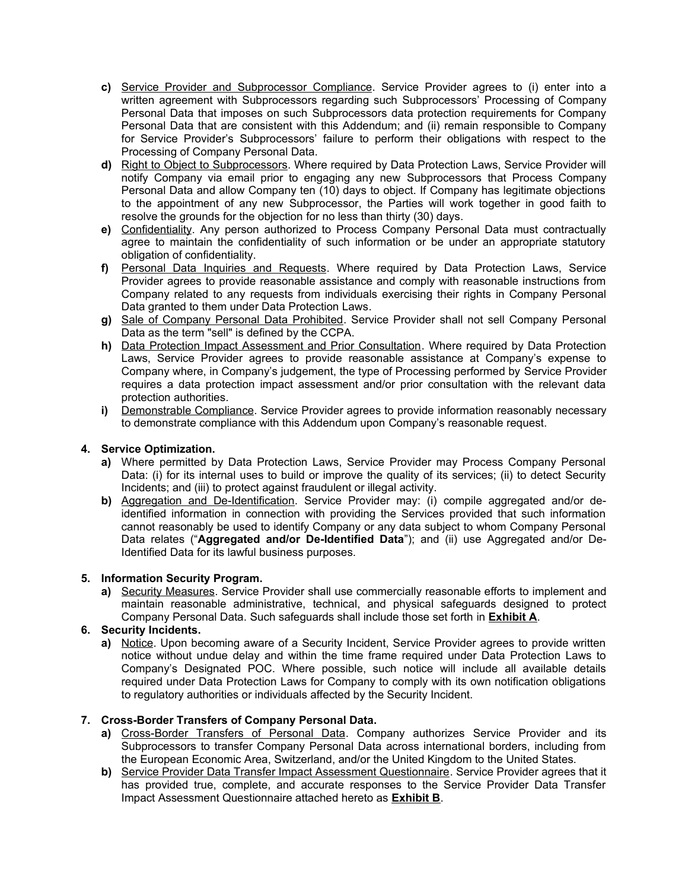- **c)** Service Provider and Subprocessor Compliance. Service Provider agrees to (i) enter into a written agreement with Subprocessors regarding such Subprocessors' Processing of Company Personal Data that imposes on such Subprocessors data protection requirements for Company Personal Data that are consistent with this Addendum; and (ii) remain responsible to Company for Service Provider's Subprocessors' failure to perform their obligations with respect to the Processing of Company Personal Data.
- **d)** Right to Object to Subprocessors. Where required by Data Protection Laws, Service Provider will notify Company via email prior to engaging any new Subprocessors that Process Company Personal Data and allow Company ten (10) days to object. If Company has legitimate objections to the appointment of any new Subprocessor, the Parties will work together in good faith to resolve the grounds for the objection for no less than thirty (30) days.
- **e)** Confidentiality. Any person authorized to Process Company Personal Data must contractually agree to maintain the confidentiality of such information or be under an appropriate statutory obligation of confidentiality.
- **f)** Personal Data Inquiries and Requests. Where required by Data Protection Laws, Service Provider agrees to provide reasonable assistance and comply with reasonable instructions from Company related to any requests from individuals exercising their rights in Company Personal Data granted to them under Data Protection Laws.
- **g)** Sale of Company Personal Data Prohibited. Service Provider shall not sell Company Personal Data as the term "sell" is defined by the CCPA.
- **h)** Data Protection Impact Assessment and Prior Consultation. Where required by Data Protection Laws, Service Provider agrees to provide reasonable assistance at Company's expense to Company where, in Company's judgement, the type of Processing performed by Service Provider requires a data protection impact assessment and/or prior consultation with the relevant data protection authorities.
- **i)** Demonstrable Compliance. Service Provider agrees to provide information reasonably necessary to demonstrate compliance with this Addendum upon Company's reasonable request.

**4. Service Optimization.**

- **a)** Where permitted by Data Protection Laws, Service Provider may Process Company Personal Data: (i) for its internal uses to build or improve the quality of its services; (ii) to detect Security Incidents; and (iii) to protect against fraudulent or illegal activity.
- **b)** Aggregation and De-Identification. Service Provider may: (i) compile aggregated and/or de-identified information in connection with providing the Services provided that such information cannot reasonably be used to identify Company or any data subject to whom Company Personal Data relates ("**Aggregated and/or De-Identified Data**"); and (ii) use Aggregated and/or De-Identified Data for its lawful business purposes.

**5. Information Security Program.**

- **a)** Security Measures. Service Provider shall use commercially reasonable efforts to implement and maintain reasonable administrative, technical, and physical safeguards designed to protect Company Personal Data. Such safeguards shall include those set forth in **Exhibit A**.

**6. Security Incidents.**

- **a)** Notice. Upon becoming aware of a Security Incident, Service Provider agrees to provide written notice without undue delay and within the time frame required under Data Protection Laws to Company's Designated POC. Where possible, such notice will include all available details required under Data Protection Laws for Company to comply with its own notification obligations to regulatory authorities or individuals affected by the Security Incident.

**7. Cross-Border Transfers of Company Personal Data.**

- **a)** Cross-Border Transfers of Personal Data. Company authorizes Service Provider and its Subprocessors to transfer Company Personal Data across international borders, including from the European Economic Area, Switzerland, and/or the United Kingdom to the United States.
- **b)** Service Provider Data Transfer Impact Assessment Questionnaire. Service Provider agrees that it has provided true, complete, and accurate responses to the Service Provider Data Transfer Impact Assessment Questionnaire attached hereto as **Exhibit B**.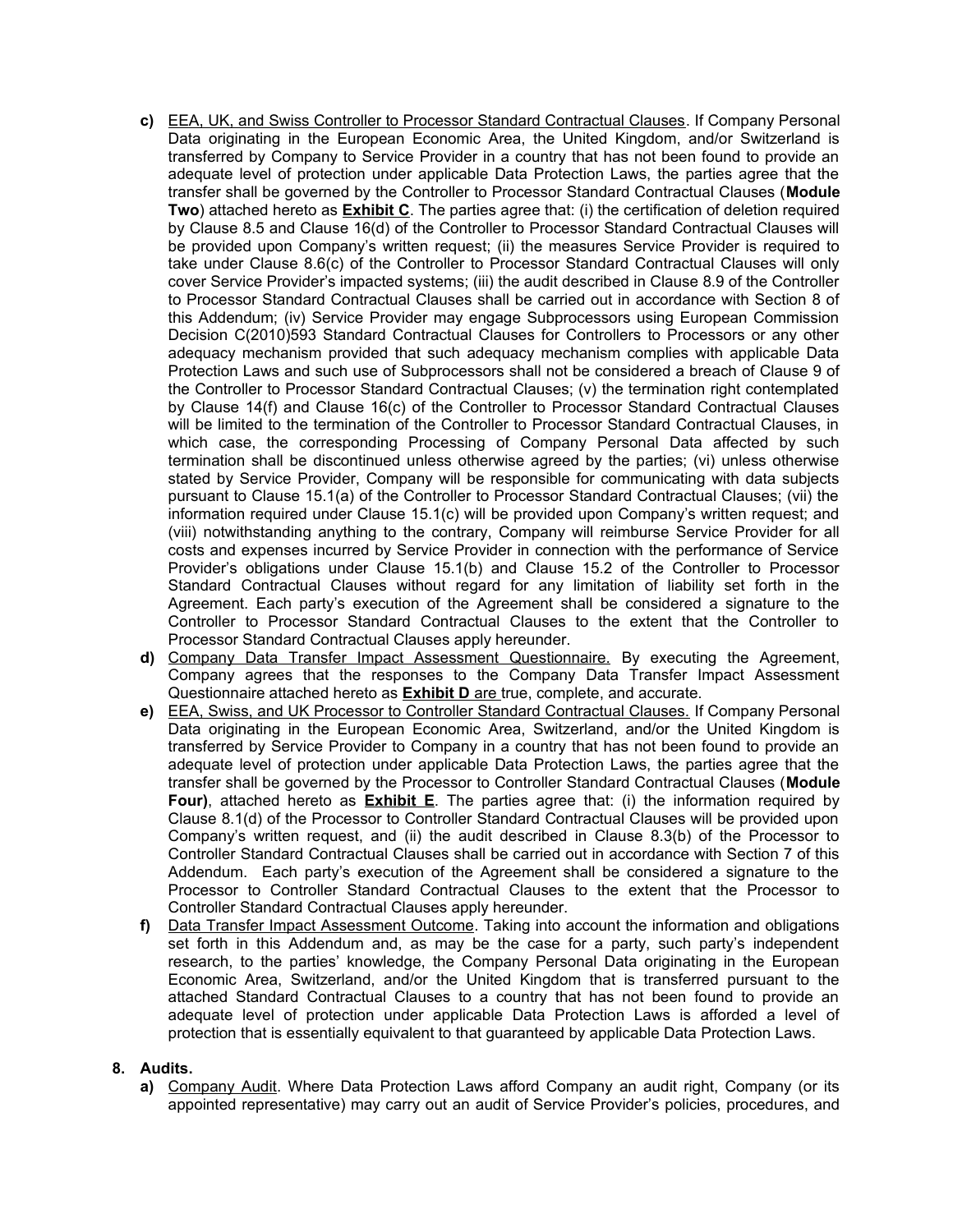c) <u>EEA, UK, and Swiss Controller to Processor Standard Contractual Clauses</u>. If Company Personal Data originating in the European Economic Area, the United Kingdom, and/or Switzerland is transferred by Company to Service Provider in a country that has not been found to provide an adequate level of protection under applicable Data Protection Laws, the parties agree that the transfer shall be governed by the Controller to Processor Standard Contractual Clauses (**Module Two**) attached hereto as **<u>Exhibit C</u>**. The parties agree that: (i) the certification of deletion required by Clause 8.5 and Clause 16(d) of the Controller to Processor Standard Contractual Clauses will be provided upon Company's written request; (ii) the measures Service Provider is required to take under Clause 8.6(c) of the Controller to Processor Standard Contractual Clauses will only cover Service Provider's impacted systems; (iii) the audit described in Clause 8.9 of the Controller to Processor Standard Contractual Clauses shall be carried out in accordance with Section 8 of this Addendum; (iv) Service Provider may engage Subprocessors using European Commission Decision C(2010)593 Standard Contractual Clauses for Controllers to Processors or any other adequacy mechanism provided that such adequacy mechanism complies with applicable Data Protection Laws and such use of Subprocessors shall not be considered a breach of Clause 9 of the Controller to Processor Standard Contractual Clauses; (v) the termination right contemplated by Clause 14(f) and Clause 16(c) of the Controller to Processor Standard Contractual Clauses will be limited to the termination of the Controller to Processor Standard Contractual Clauses, in which case, the corresponding Processing of Company Personal Data affected by such termination shall be discontinued unless otherwise agreed by the parties; (vi) unless otherwise stated by Service Provider, Company will be responsible for communicating with data subjects pursuant to Clause 15.1(a) of the Controller to Processor Standard Contractual Clauses; (vii) the information required under Clause 15.1(c) will be provided upon Company's written request; and (viii) notwithstanding anything to the contrary, Company will reimburse Service Provider for all costs and expenses incurred by Service Provider in connection with the performance of Service Provider's obligations under Clause 15.1(b) and Clause 15.2 of the Controller to Processor Standard Contractual Clauses without regard for any limitation of liability set forth in the Agreement. Each party's execution of the Agreement shall be considered a signature to the Controller to Processor Standard Contractual Clauses to the extent that the Controller to Processor Standard Contractual Clauses apply hereunder.

d) <u>Company Data Transfer Impact Assessment Questionnaire.</u> By executing the Agreement, Company agrees that the responses to the Company Data Transfer Impact Assessment Questionnaire attached hereto as **<u>Exhibit D</u>** are true, complete, and accurate.

e) <u>EEA, Swiss, and UK Processor to Controller Standard Contractual Clauses.</u> If Company Personal Data originating in the European Economic Area, Switzerland, and/or the United Kingdom is transferred by Service Provider to Company in a country that has not been found to provide an adequate level of protection under applicable Data Protection Laws, the parties agree that the transfer shall be governed by the Processor to Controller Standard Contractual Clauses (**Module Four)**, attached hereto as **<u>Exhibit E</u>**. The parties agree that: (i) the information required by Clause 8.1(d) of the Processor to Controller Standard Contractual Clauses will be provided upon Company's written request, and (ii) the audit described in Clause 8.3(b) of the Processor to Controller Standard Contractual Clauses shall be carried out in accordance with Section 7 of this Addendum. Each party's execution of the Agreement shall be considered a signature to the Processor to Controller Standard Contractual Clauses to the extent that the Processor to Controller Standard Contractual Clauses apply hereunder.

f) <u>Data Transfer Impact Assessment Outcome</u>. Taking into account the information and obligations set forth in this Addendum and, as may be the case for a party, such party's independent research, to the parties' knowledge, the Company Personal Data originating in the European Economic Area, Switzerland, and/or the United Kingdom that is transferred pursuant to the attached Standard Contractual Clauses to a country that has not been found to provide an adequate level of protection under applicable Data Protection Laws is afforded a level of protection that is essentially equivalent to that guaranteed by applicable Data Protection Laws.

**8. Audits.**

a) <u>Company Audit</u>. Where Data Protection Laws afford Company an audit right, Company (or its appointed representative) may carry out an audit of Service Provider's policies, procedures, and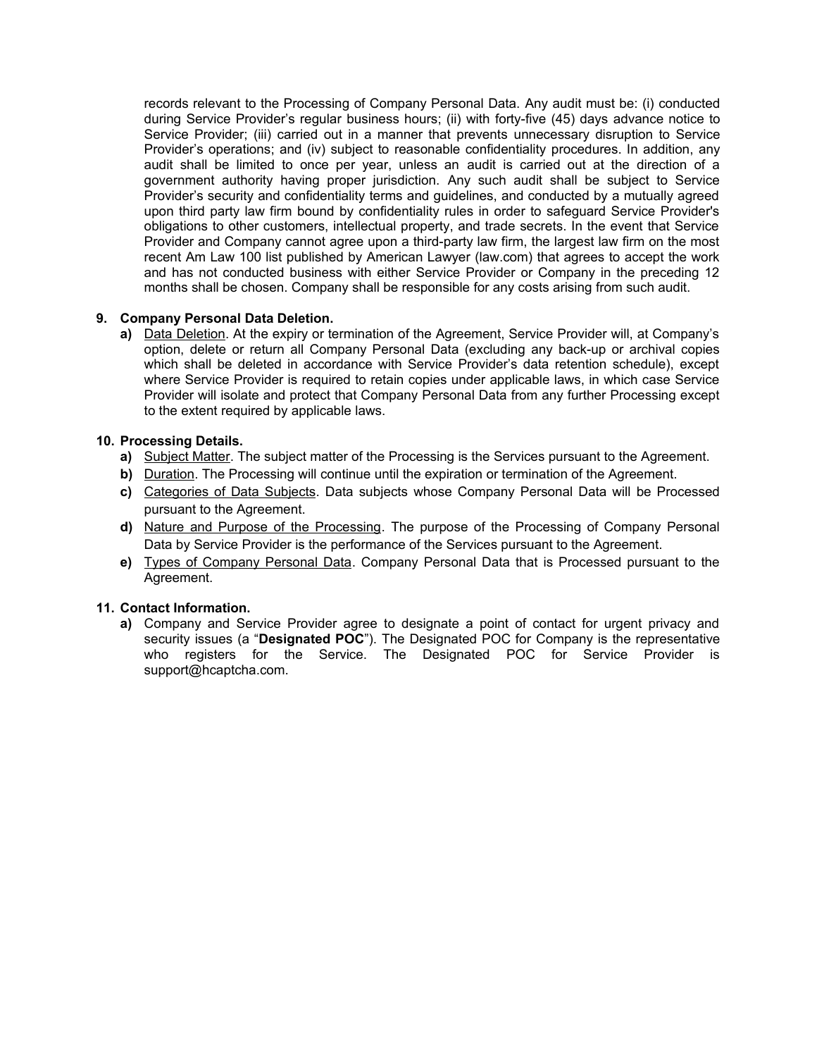records relevant to the Processing of Company Personal Data. Any audit must be: (i) conducted during Service Provider's regular business hours; (ii) with forty-five (45) days advance notice to Service Provider; (iii) carried out in a manner that prevents unnecessary disruption to Service Provider's operations; and (iv) subject to reasonable confidentiality procedures. In addition, any audit shall be limited to once per year, unless an audit is carried out at the direction of a government authority having proper jurisdiction. Any such audit shall be subject to Service Provider's security and confidentiality terms and guidelines, and conducted by a mutually agreed upon third party law firm bound by confidentiality rules in order to safeguard Service Provider's obligations to other customers, intellectual property, and trade secrets. In the event that Service Provider and Company cannot agree upon a third-party law firm, the largest law firm on the most recent Am Law 100 list published by American Lawyer (law.com) that agrees to accept the work and has not conducted business with either Service Provider or Company in the preceding 12 months shall be chosen. Company shall be responsible for any costs arising from such audit.

**9. Company Personal Data Deletion.**

**a)** Data Deletion. At the expiry or termination of the Agreement, Service Provider will, at Company's option, delete or return all Company Personal Data (excluding any back-up or archival copies which shall be deleted in accordance with Service Provider's data retention schedule), except where Service Provider is required to retain copies under applicable laws, in which case Service Provider will isolate and protect that Company Personal Data from any further Processing except to the extent required by applicable laws.

**10. Processing Details.**

**a)** Subject Matter. The subject matter of the Processing is the Services pursuant to the Agreement.

**b)** Duration. The Processing will continue until the expiration or termination of the Agreement.

**c)** Categories of Data Subjects. Data subjects whose Company Personal Data will be Processed pursuant to the Agreement.

**d)** Nature and Purpose of the Processing. The purpose of the Processing of Company Personal Data by Service Provider is the performance of the Services pursuant to the Agreement.

**e)** Types of Company Personal Data. Company Personal Data that is Processed pursuant to the Agreement.

**11. Contact Information.**

**a)** Company and Service Provider agree to designate a point of contact for urgent privacy and security issues (a "**Designated POC**"). The Designated POC for Company is the representative who registers for the Service. The Designated POC for Service Provider is support@hcaptcha.com.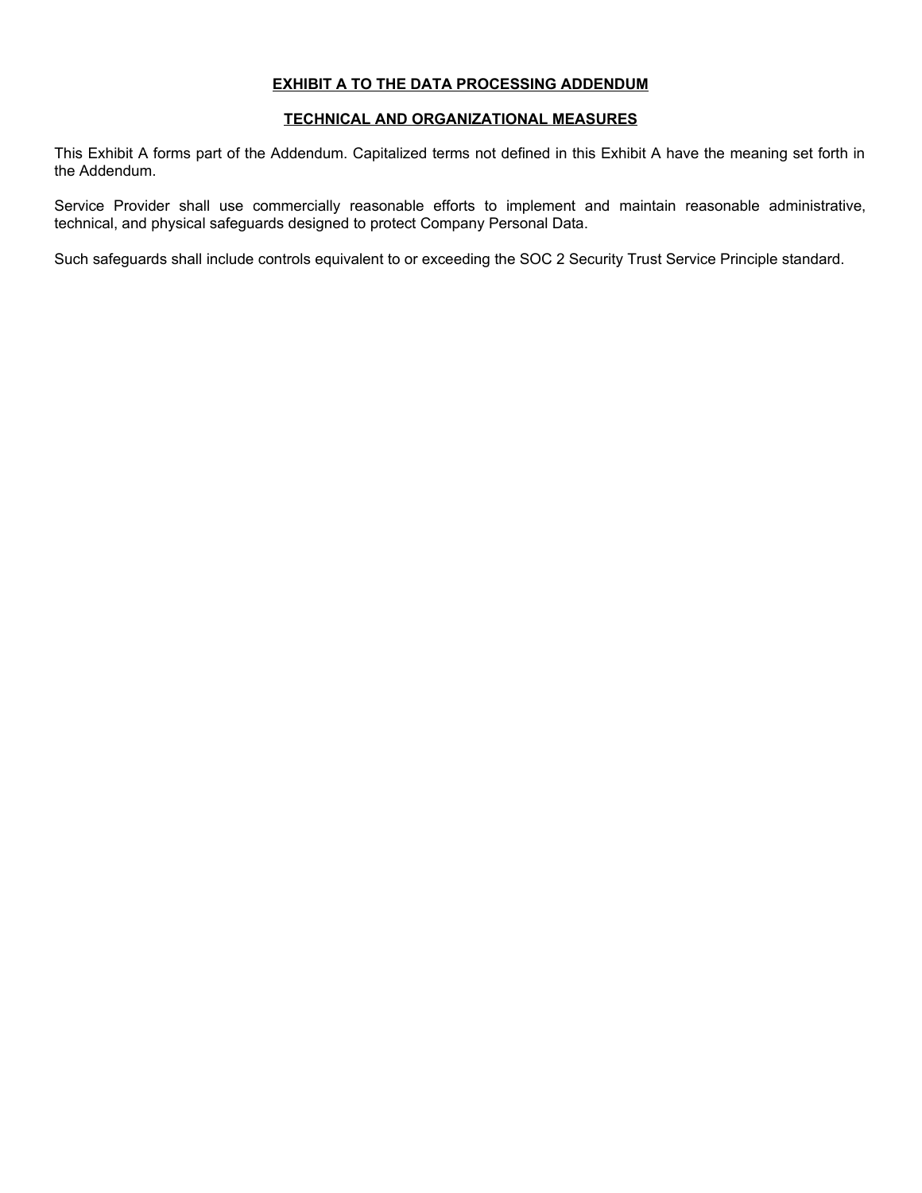**EXHIBIT A TO THE DATA PROCESSING ADDENDUM**

**TECHNICAL AND ORGANIZATIONAL MEASURES**

This Exhibit A forms part of the Addendum. Capitalized terms not defined in this Exhibit A have the meaning set forth in the Addendum.

Service Provider shall use commercially reasonable efforts to implement and maintain reasonable administrative, technical, and physical safeguards designed to protect Company Personal Data.

Such safeguards shall include controls equivalent to or exceeding the SOC 2 Security Trust Service Principle standard.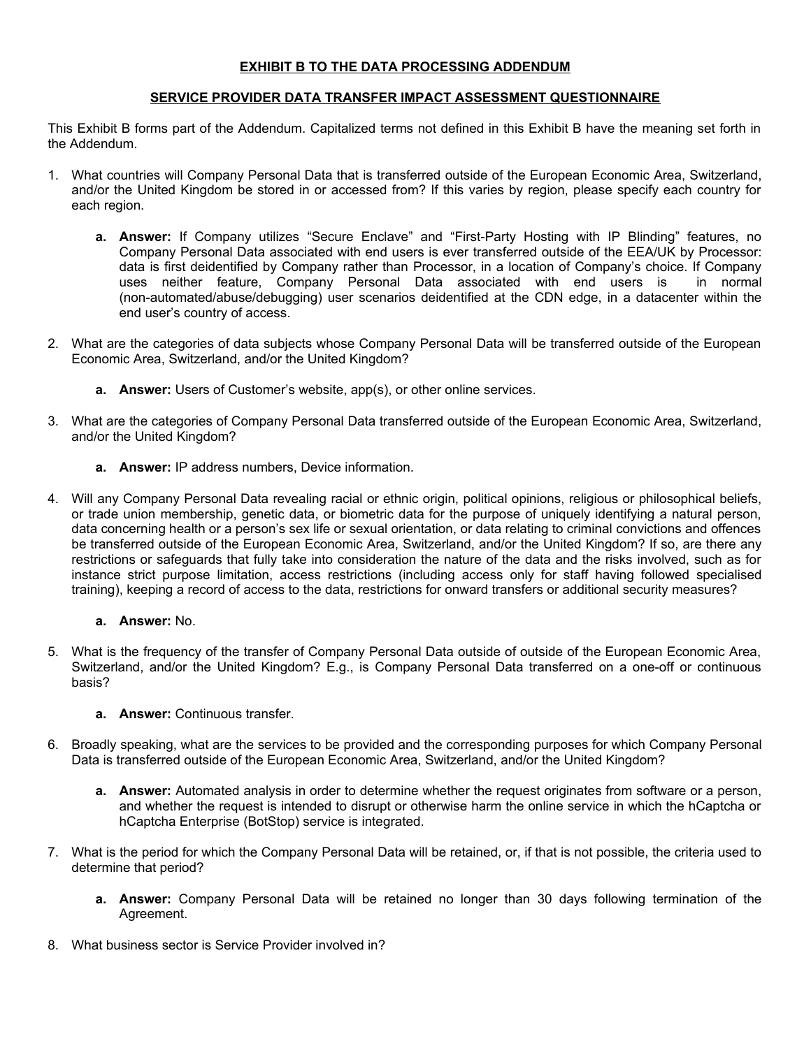**EXHIBIT B TO THE DATA PROCESSING ADDENDUM**

**SERVICE PROVIDER DATA TRANSFER IMPACT ASSESSMENT QUESTIONNAIRE**

This Exhibit B forms part of the Addendum. Capitalized terms not defined in this Exhibit B have the meaning set forth in the Addendum.

1. What countries will Company Personal Data that is transferred outside of the European Economic Area, Switzerland, and/or the United Kingdom be stored in or accessed from? If this varies by region, please specify each country for each region.

   a. **Answer:** If Company utilizes "Secure Enclave" and "First-Party Hosting with IP Blinding" features, no Company Personal Data associated with end users is ever transferred outside of the EEA/UK by Processor: data is first deidentified by Company rather than Processor, in a location of Company's choice. If Company uses neither feature, Company Personal Data associated with end users is in normal (non-automated/abuse/debugging) user scenarios deidentified at the CDN edge, in a datacenter within the end user's country of access.

2. What are the categories of data subjects whose Company Personal Data will be transferred outside of the European Economic Area, Switzerland, and/or the United Kingdom?

   a. **Answer:** Users of Customer's website, app(s), or other online services.

3. What are the categories of Company Personal Data transferred outside of the European Economic Area, Switzerland, and/or the United Kingdom?

   a. **Answer:** IP address numbers, Device information.

4. Will any Company Personal Data revealing racial or ethnic origin, political opinions, religious or philosophical beliefs, or trade union membership, genetic data, or biometric data for the purpose of uniquely identifying a natural person, data concerning health or a person's sex life or sexual orientation, or data relating to criminal convictions and offences be transferred outside of the European Economic Area, Switzerland, and/or the United Kingdom? If so, are there any restrictions or safeguards that fully take into consideration the nature of the data and the risks involved, such as for instance strict purpose limitation, access restrictions (including access only for staff having followed specialised training), keeping a record of access to the data, restrictions for onward transfers or additional security measures?

   a. **Answer:** No.

5. What is the frequency of the transfer of Company Personal Data outside of outside of the European Economic Area, Switzerland, and/or the United Kingdom? E.g., is Company Personal Data transferred on a one-off or continuous basis?

   a. **Answer:** Continuous transfer.

6. Broadly speaking, what are the services to be provided and the corresponding purposes for which Company Personal Data is transferred outside of the European Economic Area, Switzerland, and/or the United Kingdom?

   a. **Answer:** Automated analysis in order to determine whether the request originates from software or a person, and whether the request is intended to disrupt or otherwise harm the online service in which the hCaptcha or hCaptcha Enterprise (BotStop) service is integrated.

7. What is the period for which the Company Personal Data will be retained, or, if that is not possible, the criteria used to determine that period?

   a. **Answer:** Company Personal Data will be retained no longer than 30 days following termination of the Agreement.

8. What business sector is Service Provider involved in?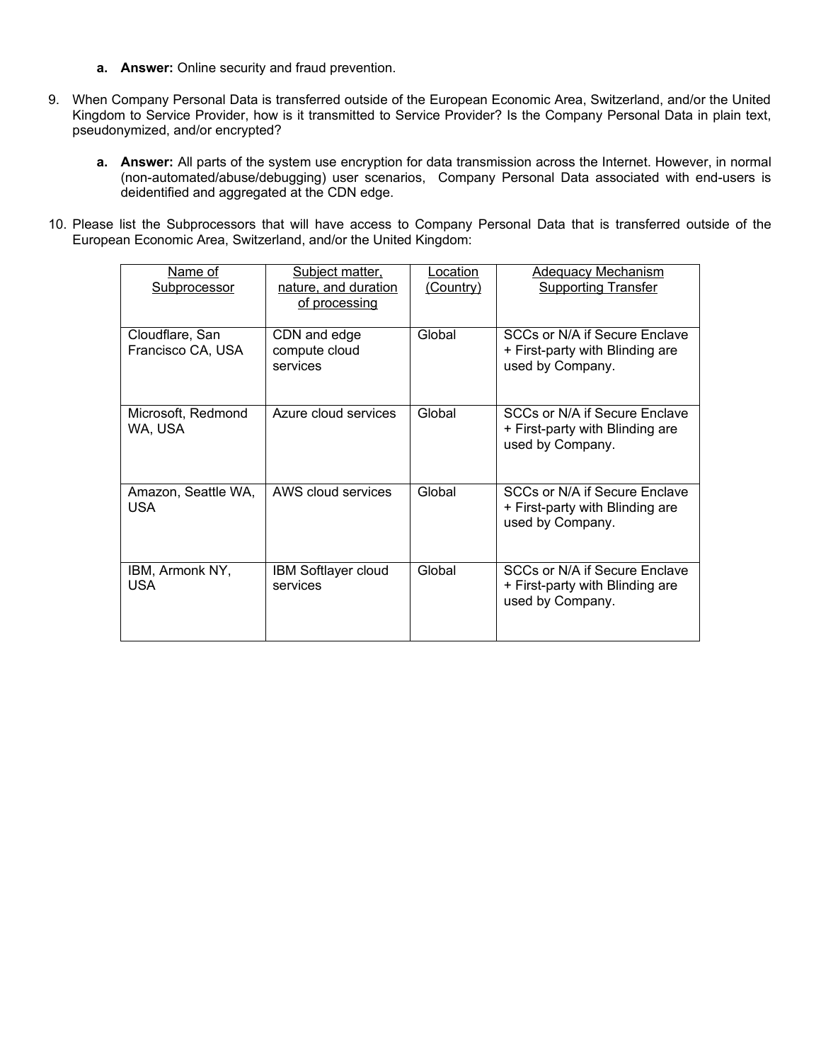a. **Answer:** Online security and fraud prevention.

9. When Company Personal Data is transferred outside of the European Economic Area, Switzerland, and/or the United Kingdom to Service Provider, how is it transmitted to Service Provider? Is the Company Personal Data in plain text, pseudonymized, and/or encrypted?

   a. **Answer:** All parts of the system use encryption for data transmission across the Internet. However, in normal (non-automated/abuse/debugging) user scenarios, Company Personal Data associated with end-users is deidentified and aggregated at the CDN edge.

10. Please list the Subprocessors that will have access to Company Personal Data that is transferred outside of the European Economic Area, Switzerland, and/or the United Kingdom:

| Name of Subprocessor | Subject matter, nature, and duration of processing | Location (Country) | Adequacy Mechanism Supporting Transfer |
|---|---|---|---|
| Cloudflare, San Francisco CA, USA | CDN and edge compute cloud services | Global | SCCs or N/A if Secure Enclave + First-party with Blinding are used by Company. |
| Microsoft, Redmond WA, USA | Azure cloud services | Global | SCCs or N/A if Secure Enclave + First-party with Blinding are used by Company. |
| Amazon, Seattle WA, USA | AWS cloud services | Global | SCCs or N/A if Secure Enclave + First-party with Blinding are used by Company. |
| IBM, Armonk NY, USA | IBM Softlayer cloud services | Global | SCCs or N/A if Secure Enclave + First-party with Blinding are used by Company. |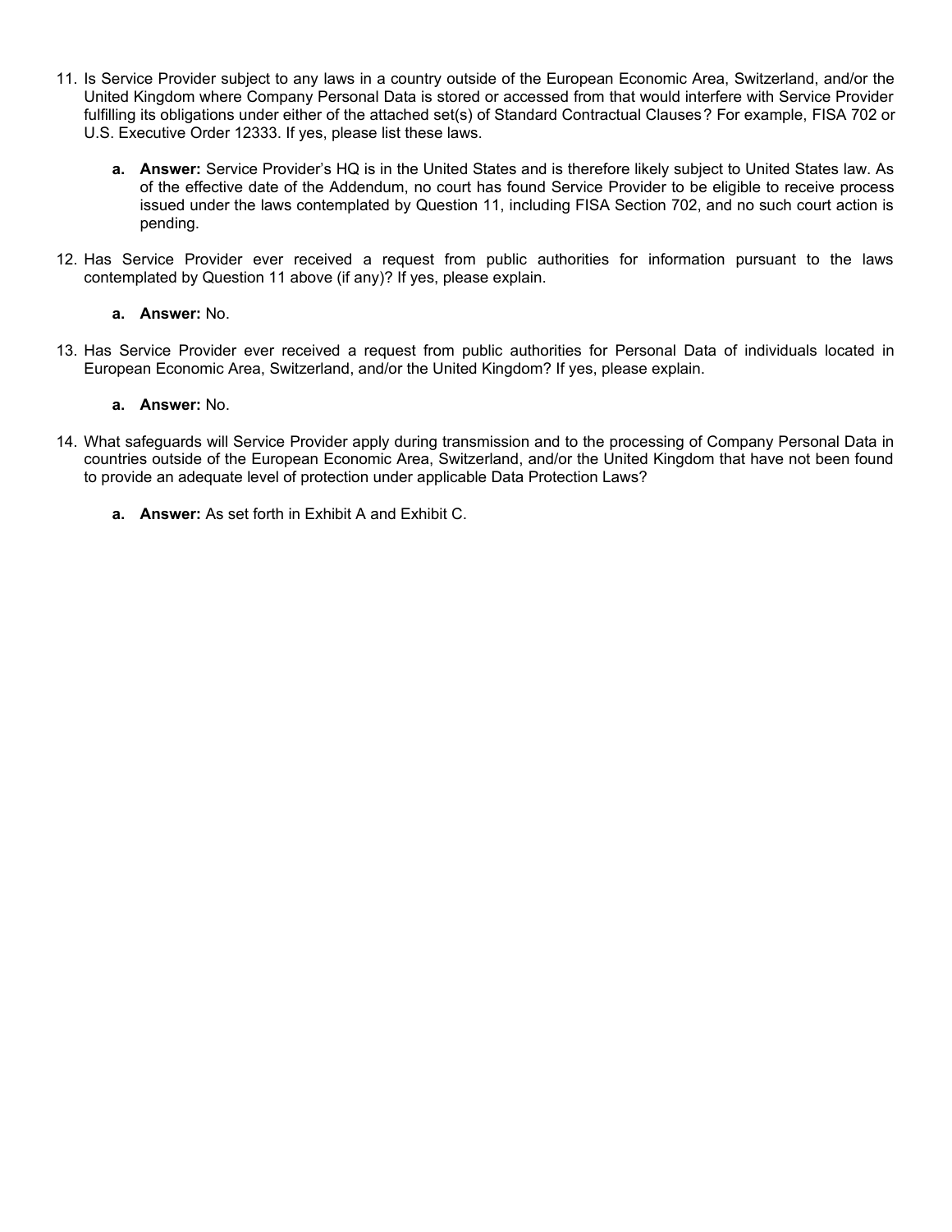11. Is Service Provider subject to any laws in a country outside of the European Economic Area, Switzerland, and/or the United Kingdom where Company Personal Data is stored or accessed from that would interfere with Service Provider fulfilling its obligations under either of the attached set(s) of Standard Contractual Clauses? For example, FISA 702 or U.S. Executive Order 12333. If yes, please list these laws.

    a. **Answer:** Service Provider's HQ is in the United States and is therefore likely subject to United States law. As of the effective date of the Addendum, no court has found Service Provider to be eligible to receive process issued under the laws contemplated by Question 11, including FISA Section 702, and no such court action is pending.

12. Has Service Provider ever received a request from public authorities for information pursuant to the laws contemplated by Question 11 above (if any)? If yes, please explain.

    a. **Answer:** No.

13. Has Service Provider ever received a request from public authorities for Personal Data of individuals located in European Economic Area, Switzerland, and/or the United Kingdom? If yes, please explain.

    a. **Answer:** No.

14. What safeguards will Service Provider apply during transmission and to the processing of Company Personal Data in countries outside of the European Economic Area, Switzerland, and/or the United Kingdom that have not been found to provide an adequate level of protection under applicable Data Protection Laws?

    a. **Answer:** As set forth in Exhibit A and Exhibit C.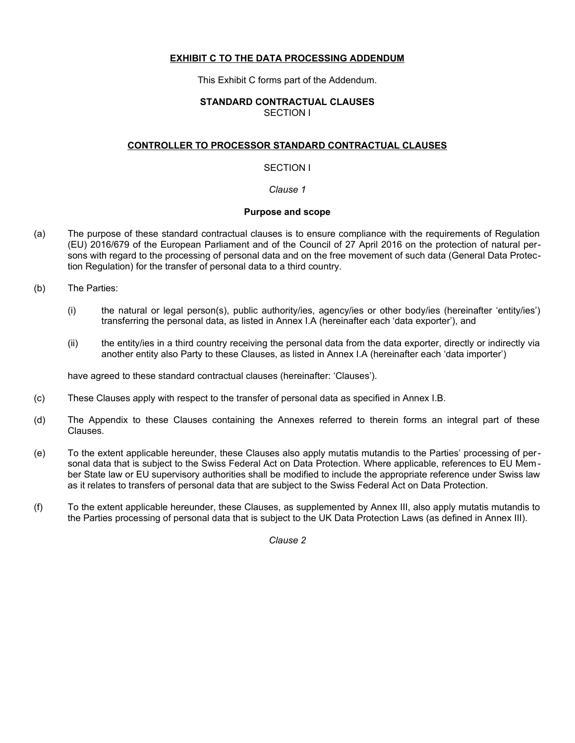**EXHIBIT C TO THE DATA PROCESSING ADDENDUM**

This Exhibit C forms part of the Addendum.

**STANDARD CONTRACTUAL CLAUSES**
SECTION I

**CONTROLLER TO PROCESSOR STANDARD CONTRACTUAL CLAUSES**

SECTION I

*Clause 1*

**Purpose and scope**

(a) The purpose of these standard contractual clauses is to ensure compliance with the requirements of Regulation (EU) 2016/679 of the European Parliament and of the Council of 27 April 2016 on the protection of natural persons with regard to the processing of personal data and on the free movement of such data (General Data Protection Regulation) for the transfer of personal data to a third country.

(b) The Parties:

(i) the natural or legal person(s), public authority/ies, agency/ies or other body/ies (hereinafter 'entity/ies') transferring the personal data, as listed in Annex I.A (hereinafter each 'data exporter'), and

(ii) the entity/ies in a third country receiving the personal data from the data exporter, directly or indirectly via another entity also Party to these Clauses, as listed in Annex I.A (hereinafter each 'data importer')

have agreed to these standard contractual clauses (hereinafter: 'Clauses').

(c) These Clauses apply with respect to the transfer of personal data as specified in Annex I.B.

(d) The Appendix to these Clauses containing the Annexes referred to therein forms an integral part of these Clauses.

(e) To the extent applicable hereunder, these Clauses also apply mutatis mutandis to the Parties' processing of personal data that is subject to the Swiss Federal Act on Data Protection. Where applicable, references to EU Member State law or EU supervisory authorities shall be modified to include the appropriate reference under Swiss law as it relates to transfers of personal data that are subject to the Swiss Federal Act on Data Protection.

(f) To the extent applicable hereunder, these Clauses, as supplemented by Annex III, also apply mutatis mutandis to the Parties processing of personal data that is subject to the UK Data Protection Laws (as defined in Annex III).

*Clause 2*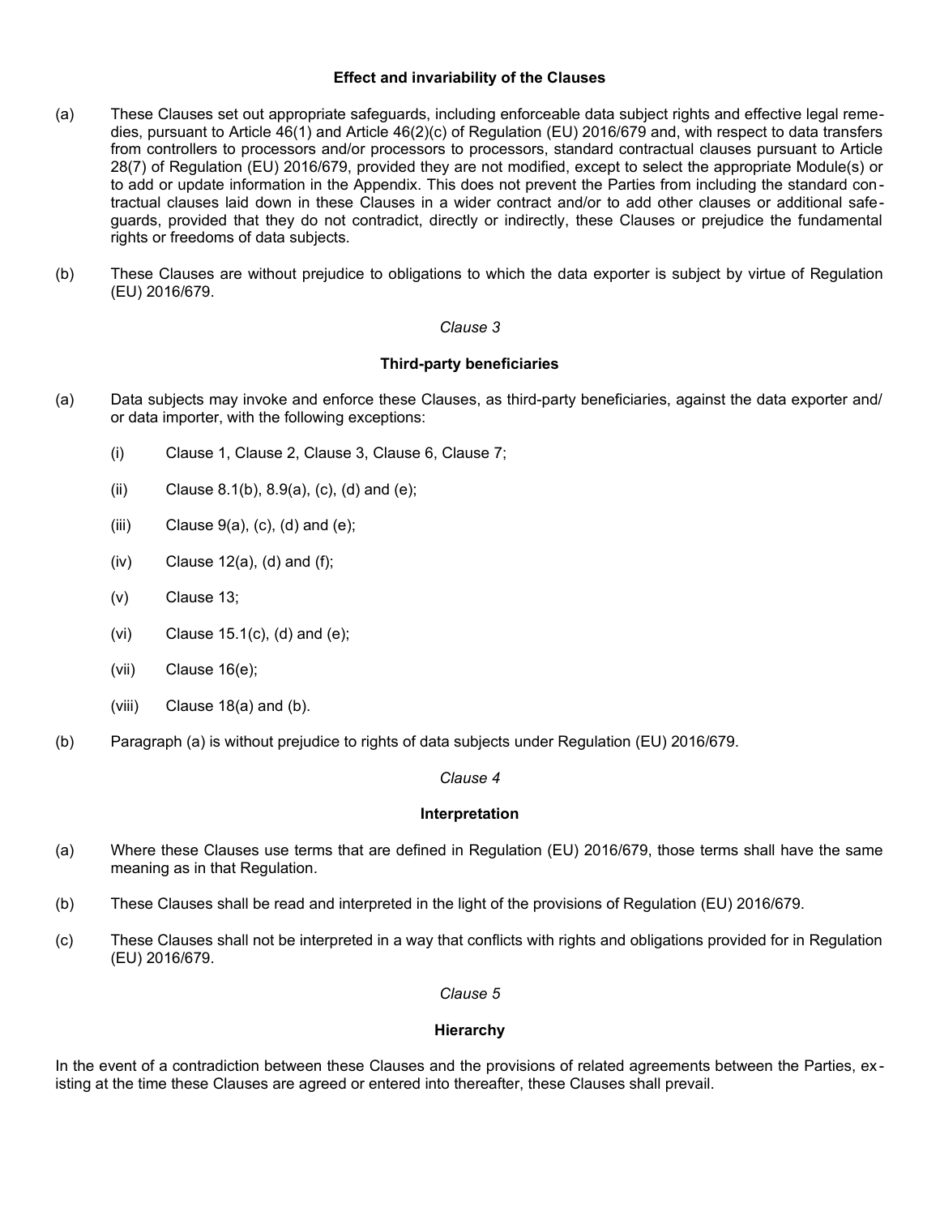### Effect and invariability of the Clauses

(a) These Clauses set out appropriate safeguards, including enforceable data subject rights and effective legal remedies, pursuant to Article 46(1) and Article 46(2)(c) of Regulation (EU) 2016/679 and, with respect to data transfers from controllers to processors and/or processors to processors, standard contractual clauses pursuant to Article 28(7) of Regulation (EU) 2016/679, provided they are not modified, except to select the appropriate Module(s) or to add or update information in the Appendix. This does not prevent the Parties from including the standard contractual clauses laid down in these Clauses in a wider contract and/or to add other clauses or additional safeguards, provided that they do not contradict, directly or indirectly, these Clauses or prejudice the fundamental rights or freedoms of data subjects.

(b) These Clauses are without prejudice to obligations to which the data exporter is subject by virtue of Regulation (EU) 2016/679.

*Clause 3*

### Third-party beneficiaries

(a) Data subjects may invoke and enforce these Clauses, as third-party beneficiaries, against the data exporter and/ or data importer, with the following exceptions:

  (i) Clause 1, Clause 2, Clause 3, Clause 6, Clause 7;

  (ii) Clause 8.1(b), 8.9(a), (c), (d) and (e);

  (iii) Clause 9(a), (c), (d) and (e);

  (iv) Clause 12(a), (d) and (f);

  (v) Clause 13;

  (vi) Clause 15.1(c), (d) and (e);

  (vii) Clause 16(e);

  (viii) Clause 18(a) and (b).

(b) Paragraph (a) is without prejudice to rights of data subjects under Regulation (EU) 2016/679.

*Clause 4*

### Interpretation

(a) Where these Clauses use terms that are defined in Regulation (EU) 2016/679, those terms shall have the same meaning as in that Regulation.

(b) These Clauses shall be read and interpreted in the light of the provisions of Regulation (EU) 2016/679.

(c) These Clauses shall not be interpreted in a way that conflicts with rights and obligations provided for in Regulation (EU) 2016/679.

*Clause 5*

### Hierarchy

In the event of a contradiction between these Clauses and the provisions of related agreements between the Parties, existing at the time these Clauses are agreed or entered into thereafter, these Clauses shall prevail.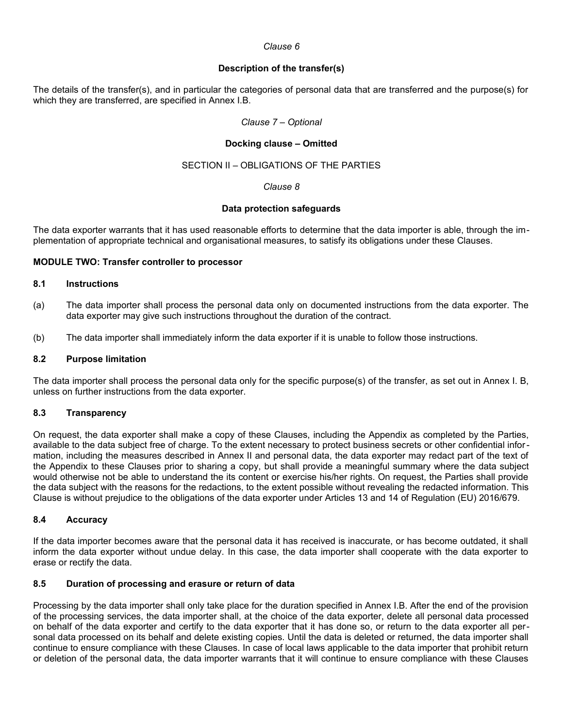*Clause 6*

**Description of the transfer(s)**

The details of the transfer(s), and in particular the categories of personal data that are transferred and the purpose(s) for which they are transferred, are specified in Annex I.B.

*Clause 7 – Optional*

**Docking clause – Omitted**

SECTION II – OBLIGATIONS OF THE PARTIES

*Clause 8*

**Data protection safeguards**

The data exporter warrants that it has used reasonable efforts to determine that the data importer is able, through the implementation of appropriate technical and organisational measures, to satisfy its obligations under these Clauses.

**MODULE TWO: Transfer controller to processor**

**8.1 Instructions**

(a) The data importer shall process the personal data only on documented instructions from the data exporter. The data exporter may give such instructions throughout the duration of the contract.

(b) The data importer shall immediately inform the data exporter if it is unable to follow those instructions.

**8.2 Purpose limitation**

The data importer shall process the personal data only for the specific purpose(s) of the transfer, as set out in Annex I. B, unless on further instructions from the data exporter.

**8.3 Transparency**

On request, the data exporter shall make a copy of these Clauses, including the Appendix as completed by the Parties, available to the data subject free of charge. To the extent necessary to protect business secrets or other confidential information, including the measures described in Annex II and personal data, the data exporter may redact part of the text of the Appendix to these Clauses prior to sharing a copy, but shall provide a meaningful summary where the data subject would otherwise not be able to understand the its content or exercise his/her rights. On request, the Parties shall provide the data subject with the reasons for the redactions, to the extent possible without revealing the redacted information. This Clause is without prejudice to the obligations of the data exporter under Articles 13 and 14 of Regulation (EU) 2016/679.

**8.4 Accuracy**

If the data importer becomes aware that the personal data it has received is inaccurate, or has become outdated, it shall inform the data exporter without undue delay. In this case, the data importer shall cooperate with the data exporter to erase or rectify the data.

**8.5 Duration of processing and erasure or return of data**

Processing by the data importer shall only take place for the duration specified in Annex I.B. After the end of the provision of the processing services, the data importer shall, at the choice of the data exporter, delete all personal data processed on behalf of the data exporter and certify to the data exporter that it has done so, or return to the data exporter all personal data processed on its behalf and delete existing copies. Until the data is deleted or returned, the data importer shall continue to ensure compliance with these Clauses. In case of local laws applicable to the data importer that prohibit return or deletion of the personal data, the data importer warrants that it will continue to ensure compliance with these Clauses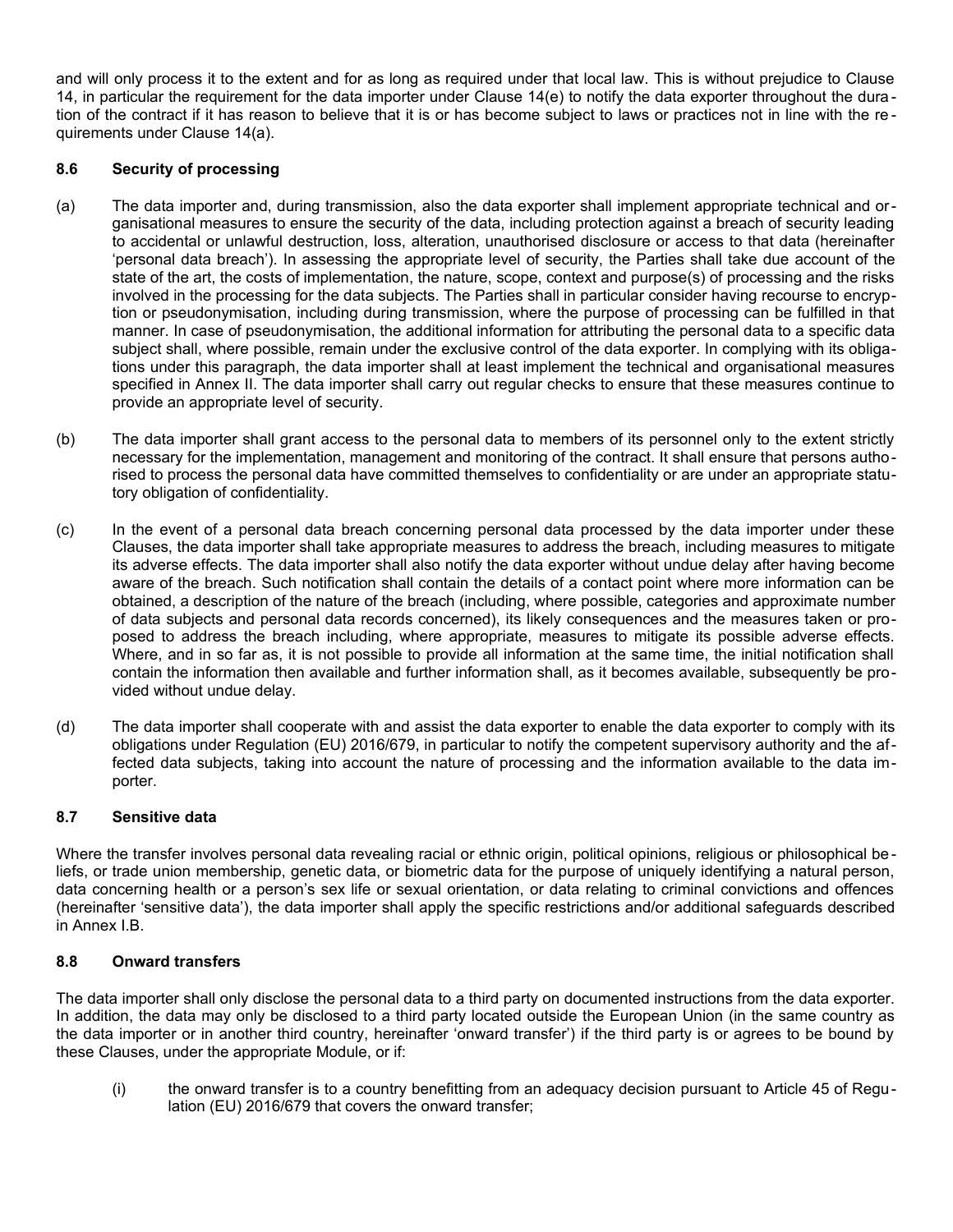and will only process it to the extent and for as long as required under that local law. This is without prejudice to Clause 14, in particular the requirement for the data importer under Clause 14(e) to notify the data exporter throughout the duration of the contract if it has reason to believe that it is or has become subject to laws or practices not in line with the requirements under Clause 14(a).

### 8.6 Security of processing

(a) The data importer and, during transmission, also the data exporter shall implement appropriate technical and organisational measures to ensure the security of the data, including protection against a breach of security leading to accidental or unlawful destruction, loss, alteration, unauthorised disclosure or access to that data (hereinafter 'personal data breach'). In assessing the appropriate level of security, the Parties shall take due account of the state of the art, the costs of implementation, the nature, scope, context and purpose(s) of processing and the risks involved in the processing for the data subjects. The Parties shall in particular consider having recourse to encryption or pseudonymisation, including during transmission, where the purpose of processing can be fulfilled in that manner. In case of pseudonymisation, the additional information for attributing the personal data to a specific data subject shall, where possible, remain under the exclusive control of the data exporter. In complying with its obligations under this paragraph, the data importer shall at least implement the technical and organisational measures specified in Annex II. The data importer shall carry out regular checks to ensure that these measures continue to provide an appropriate level of security.

(b) The data importer shall grant access to the personal data to members of its personnel only to the extent strictly necessary for the implementation, management and monitoring of the contract. It shall ensure that persons authorised to process the personal data have committed themselves to confidentiality or are under an appropriate statutory obligation of confidentiality.

(c) In the event of a personal data breach concerning personal data processed by the data importer under these Clauses, the data importer shall take appropriate measures to address the breach, including measures to mitigate its adverse effects. The data importer shall also notify the data exporter without undue delay after having become aware of the breach. Such notification shall contain the details of a contact point where more information can be obtained, a description of the nature of the breach (including, where possible, categories and approximate number of data subjects and personal data records concerned), its likely consequences and the measures taken or proposed to address the breach including, where appropriate, measures to mitigate its possible adverse effects. Where, and in so far as, it is not possible to provide all information at the same time, the initial notification shall contain the information then available and further information shall, as it becomes available, subsequently be provided without undue delay.

(d) The data importer shall cooperate with and assist the data exporter to enable the data exporter to comply with its obligations under Regulation (EU) 2016/679, in particular to notify the competent supervisory authority and the affected data subjects, taking into account the nature of processing and the information available to the data importer.

### 8.7 Sensitive data

Where the transfer involves personal data revealing racial or ethnic origin, political opinions, religious or philosophical beliefs, or trade union membership, genetic data, or biometric data for the purpose of uniquely identifying a natural person, data concerning health or a person's sex life or sexual orientation, or data relating to criminal convictions and offences (hereinafter 'sensitive data'), the data importer shall apply the specific restrictions and/or additional safeguards described in Annex I.B.

### 8.8 Onward transfers

The data importer shall only disclose the personal data to a third party on documented instructions from the data exporter. In addition, the data may only be disclosed to a third party located outside the European Union (in the same country as the data importer or in another third country, hereinafter 'onward transfer') if the third party is or agrees to be bound by these Clauses, under the appropriate Module, or if:

(i) the onward transfer is to a country benefitting from an adequacy decision pursuant to Article 45 of Regulation (EU) 2016/679 that covers the onward transfer;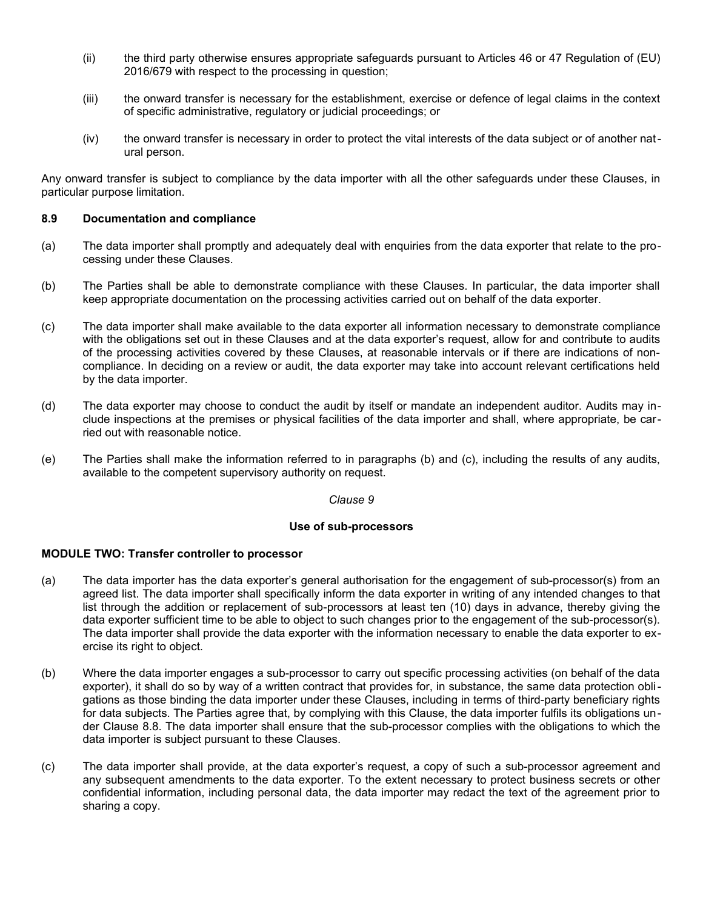(ii) the third party otherwise ensures appropriate safeguards pursuant to Articles 46 or 47 Regulation of (EU) 2016/679 with respect to the processing in question;

(iii) the onward transfer is necessary for the establishment, exercise or defence of legal claims in the context of specific administrative, regulatory or judicial proceedings; or

(iv) the onward transfer is necessary in order to protect the vital interests of the data subject or of another natural person.

Any onward transfer is subject to compliance by the data importer with all the other safeguards under these Clauses, in particular purpose limitation.

**8.9 Documentation and compliance**

(a) The data importer shall promptly and adequately deal with enquiries from the data exporter that relate to the processing under these Clauses.

(b) The Parties shall be able to demonstrate compliance with these Clauses. In particular, the data importer shall keep appropriate documentation on the processing activities carried out on behalf of the data exporter.

(c) The data importer shall make available to the data exporter all information necessary to demonstrate compliance with the obligations set out in these Clauses and at the data exporter's request, allow for and contribute to audits of the processing activities covered by these Clauses, at reasonable intervals or if there are indications of non-compliance. In deciding on a review or audit, the data exporter may take into account relevant certifications held by the data importer.

(d) The data exporter may choose to conduct the audit by itself or mandate an independent auditor. Audits may include inspections at the premises or physical facilities of the data importer and shall, where appropriate, be carried out with reasonable notice.

(e) The Parties shall make the information referred to in paragraphs (b) and (c), including the results of any audits, available to the competent supervisory authority on request.

*Clause 9*

**Use of sub-processors**

**MODULE TWO: Transfer controller to processor**

(a) The data importer has the data exporter's general authorisation for the engagement of sub-processor(s) from an agreed list. The data importer shall specifically inform the data exporter in writing of any intended changes to that list through the addition or replacement of sub-processors at least ten (10) days in advance, thereby giving the data exporter sufficient time to be able to object to such changes prior to the engagement of the sub-processor(s). The data importer shall provide the data exporter with the information necessary to enable the data exporter to exercise its right to object.

(b) Where the data importer engages a sub-processor to carry out specific processing activities (on behalf of the data exporter), it shall do so by way of a written contract that provides for, in substance, the same data protection obligations as those binding the data importer under these Clauses, including in terms of third-party beneficiary rights for data subjects. The Parties agree that, by complying with this Clause, the data importer fulfils its obligations under Clause 8.8. The data importer shall ensure that the sub-processor complies with the obligations to which the data importer is subject pursuant to these Clauses.

(c) The data importer shall provide, at the data exporter's request, a copy of such a sub-processor agreement and any subsequent amendments to the data exporter. To the extent necessary to protect business secrets or other confidential information, including personal data, the data importer may redact the text of the agreement prior to sharing a copy.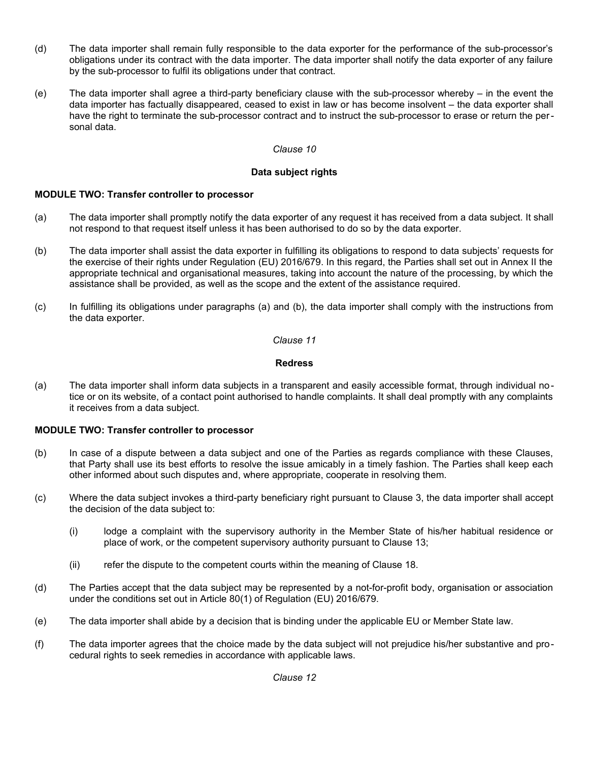(d) The data importer shall remain fully responsible to the data exporter for the performance of the sub-processor's obligations under its contract with the data importer. The data importer shall notify the data exporter of any failure by the sub-processor to fulfil its obligations under that contract.

(e) The data importer shall agree a third-party beneficiary clause with the sub-processor whereby – in the event the data importer has factually disappeared, ceased to exist in law or has become insolvent – the data exporter shall have the right to terminate the sub-processor contract and to instruct the sub-processor to erase or return the personal data.

*Clause 10*

**Data subject rights**

**MODULE TWO: Transfer controller to processor**

(a) The data importer shall promptly notify the data exporter of any request it has received from a data subject. It shall not respond to that request itself unless it has been authorised to do so by the data exporter.

(b) The data importer shall assist the data exporter in fulfilling its obligations to respond to data subjects' requests for the exercise of their rights under Regulation (EU) 2016/679. In this regard, the Parties shall set out in Annex II the appropriate technical and organisational measures, taking into account the nature of the processing, by which the assistance shall be provided, as well as the scope and the extent of the assistance required.

(c) In fulfilling its obligations under paragraphs (a) and (b), the data importer shall comply with the instructions from the data exporter.

*Clause 11*

**Redress**

(a) The data importer shall inform data subjects in a transparent and easily accessible format, through individual notice or on its website, of a contact point authorised to handle complaints. It shall deal promptly with any complaints it receives from a data subject.

**MODULE TWO: Transfer controller to processor**

(b) In case of a dispute between a data subject and one of the Parties as regards compliance with these Clauses, that Party shall use its best efforts to resolve the issue amicably in a timely fashion. The Parties shall keep each other informed about such disputes and, where appropriate, cooperate in resolving them.

(c) Where the data subject invokes a third-party beneficiary right pursuant to Clause 3, the data importer shall accept the decision of the data subject to:

   (i) lodge a complaint with the supervisory authority in the Member State of his/her habitual residence or place of work, or the competent supervisory authority pursuant to Clause 13;

   (ii) refer the dispute to the competent courts within the meaning of Clause 18.

(d) The Parties accept that the data subject may be represented by a not-for-profit body, organisation or association under the conditions set out in Article 80(1) of Regulation (EU) 2016/679.

(e) The data importer shall abide by a decision that is binding under the applicable EU or Member State law.

(f) The data importer agrees that the choice made by the data subject will not prejudice his/her substantive and procedural rights to seek remedies in accordance with applicable laws.

*Clause 12*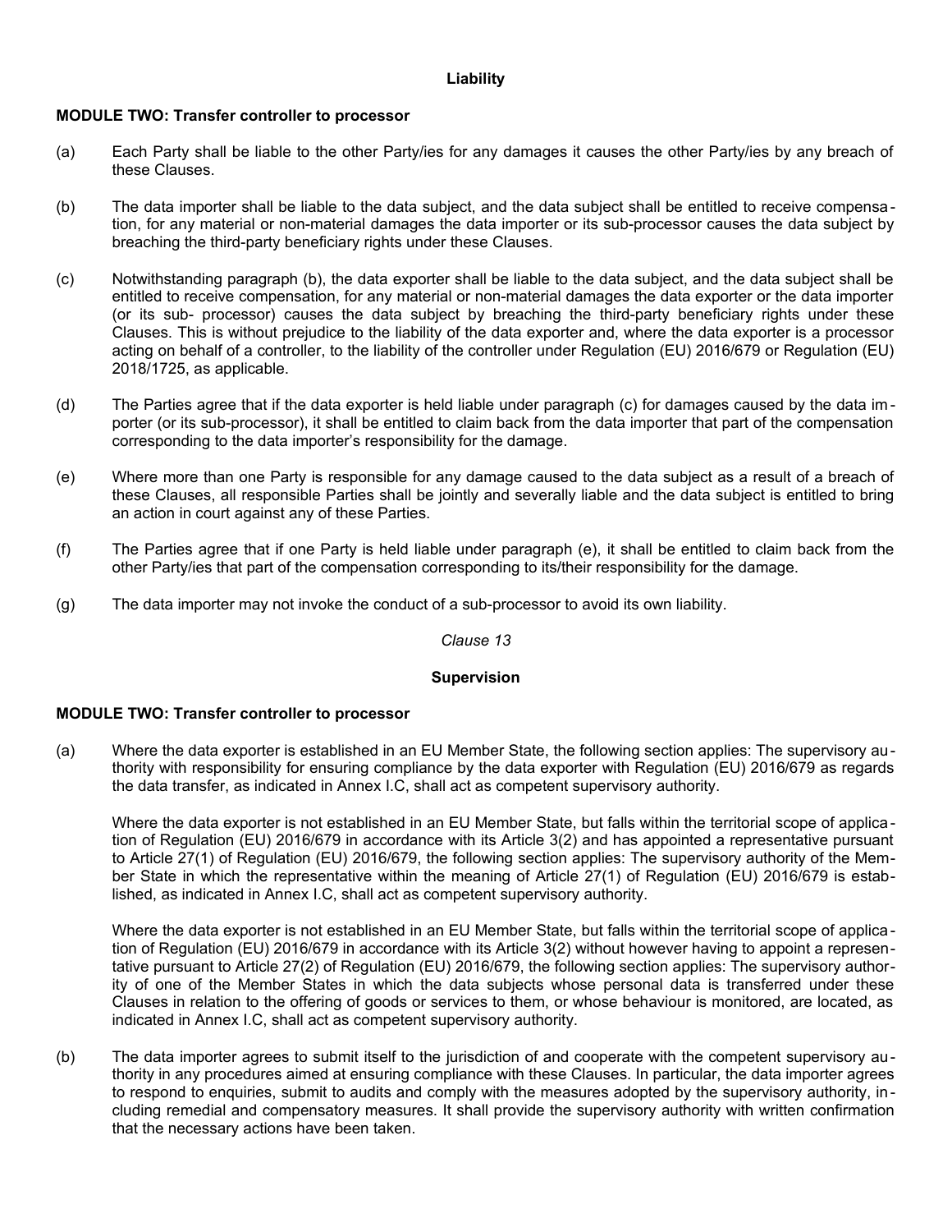**Liability**

**MODULE TWO: Transfer controller to processor**

(a) Each Party shall be liable to the other Party/ies for any damages it causes the other Party/ies by any breach of these Clauses.

(b) The data importer shall be liable to the data subject, and the data subject shall be entitled to receive compensation, for any material or non-material damages the data importer or its sub-processor causes the data subject by breaching the third-party beneficiary rights under these Clauses.

(c) Notwithstanding paragraph (b), the data exporter shall be liable to the data subject, and the data subject shall be entitled to receive compensation, for any material or non-material damages the data exporter or the data importer (or its sub- processor) causes the data subject by breaching the third-party beneficiary rights under these Clauses. This is without prejudice to the liability of the data exporter and, where the data exporter is a processor acting on behalf of a controller, to the liability of the controller under Regulation (EU) 2016/679 or Regulation (EU) 2018/1725, as applicable.

(d) The Parties agree that if the data exporter is held liable under paragraph (c) for damages caused by the data importer (or its sub-processor), it shall be entitled to claim back from the data importer that part of the compensation corresponding to the data importer's responsibility for the damage.

(e) Where more than one Party is responsible for any damage caused to the data subject as a result of a breach of these Clauses, all responsible Parties shall be jointly and severally liable and the data subject is entitled to bring an action in court against any of these Parties.

(f) The Parties agree that if one Party is held liable under paragraph (e), it shall be entitled to claim back from the other Party/ies that part of the compensation corresponding to its/their responsibility for the damage.

(g) The data importer may not invoke the conduct of a sub-processor to avoid its own liability.

*Clause 13*

**Supervision**

**MODULE TWO: Transfer controller to processor**

(a) Where the data exporter is established in an EU Member State, the following section applies: The supervisory authority with responsibility for ensuring compliance by the data exporter with Regulation (EU) 2016/679 as regards the data transfer, as indicated in Annex I.C, shall act as competent supervisory authority.

Where the data exporter is not established in an EU Member State, but falls within the territorial scope of application of Regulation (EU) 2016/679 in accordance with its Article 3(2) and has appointed a representative pursuant to Article 27(1) of Regulation (EU) 2016/679, the following section applies: The supervisory authority of the Member State in which the representative within the meaning of Article 27(1) of Regulation (EU) 2016/679 is established, as indicated in Annex I.C, shall act as competent supervisory authority.

Where the data exporter is not established in an EU Member State, but falls within the territorial scope of application of Regulation (EU) 2016/679 in accordance with its Article 3(2) without however having to appoint a representative pursuant to Article 27(2) of Regulation (EU) 2016/679, the following section applies: The supervisory authority of one of the Member States in which the data subjects whose personal data is transferred under these Clauses in relation to the offering of goods or services to them, or whose behaviour is monitored, are located, as indicated in Annex I.C, shall act as competent supervisory authority.

(b) The data importer agrees to submit itself to the jurisdiction of and cooperate with the competent supervisory authority in any procedures aimed at ensuring compliance with these Clauses. In particular, the data importer agrees to respond to enquiries, submit to audits and comply with the measures adopted by the supervisory authority, including remedial and compensatory measures. It shall provide the supervisory authority with written confirmation that the necessary actions have been taken.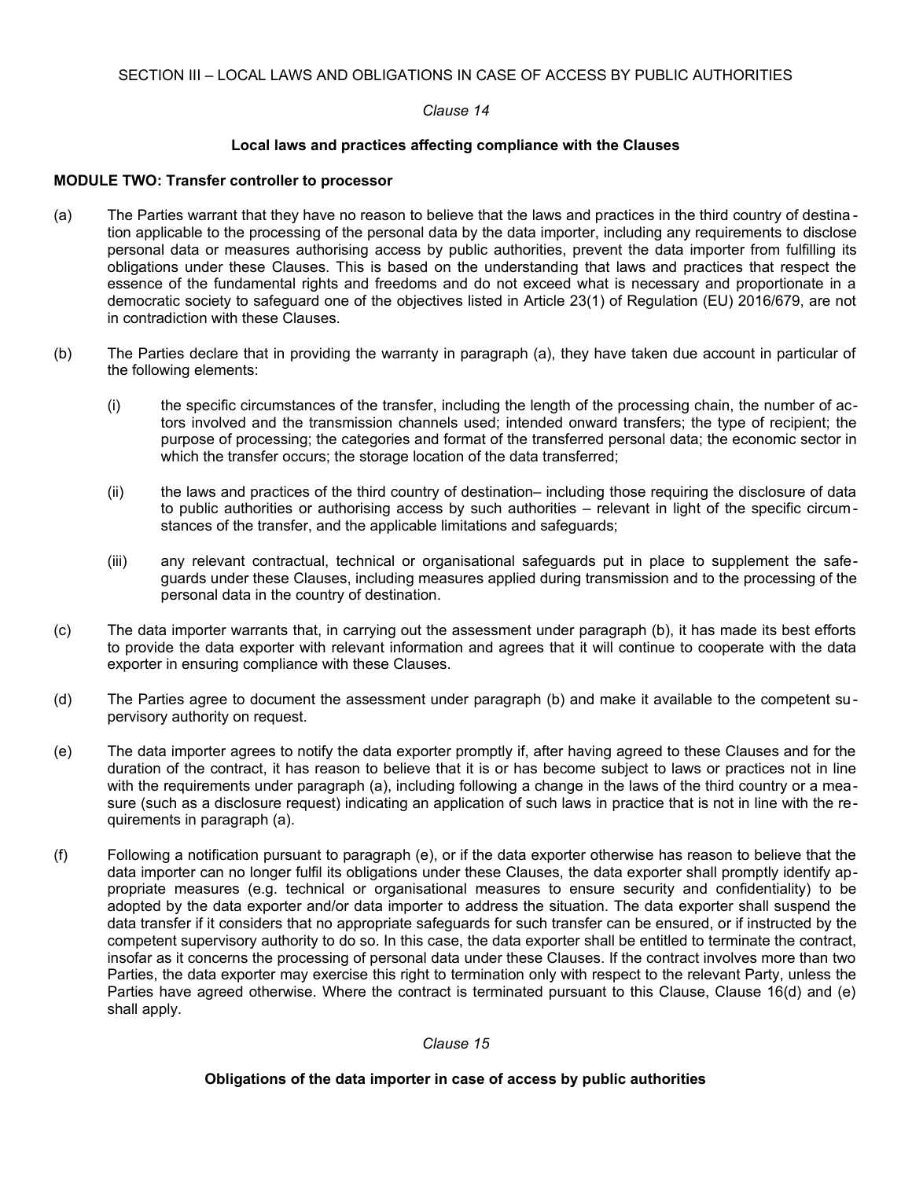## SECTION III – LOCAL LAWS AND OBLIGATIONS IN CASE OF ACCESS BY PUBLIC AUTHORITIES

*Clause 14*

### Local laws and practices affecting compliance with the Clauses

**MODULE TWO: Transfer controller to processor**

(a) The Parties warrant that they have no reason to believe that the laws and practices in the third country of destination applicable to the processing of the personal data by the data importer, including any requirements to disclose personal data or measures authorising access by public authorities, prevent the data importer from fulfilling its obligations under these Clauses. This is based on the understanding that laws and practices that respect the essence of the fundamental rights and freedoms and do not exceed what is necessary and proportionate in a democratic society to safeguard one of the objectives listed in Article 23(1) of Regulation (EU) 2016/679, are not in contradiction with these Clauses.

(b) The Parties declare that in providing the warranty in paragraph (a), they have taken due account in particular of the following elements:

(i) the specific circumstances of the transfer, including the length of the processing chain, the number of actors involved and the transmission channels used; intended onward transfers; the type of recipient; the purpose of processing; the categories and format of the transferred personal data; the economic sector in which the transfer occurs; the storage location of the data transferred;

(ii) the laws and practices of the third country of destination– including those requiring the disclosure of data to public authorities or authorising access by such authorities – relevant in light of the specific circumstances of the transfer, and the applicable limitations and safeguards;

(iii) any relevant contractual, technical or organisational safeguards put in place to supplement the safeguards under these Clauses, including measures applied during transmission and to the processing of the personal data in the country of destination.

(c) The data importer warrants that, in carrying out the assessment under paragraph (b), it has made its best efforts to provide the data exporter with relevant information and agrees that it will continue to cooperate with the data exporter in ensuring compliance with these Clauses.

(d) The Parties agree to document the assessment under paragraph (b) and make it available to the competent supervisory authority on request.

(e) The data importer agrees to notify the data exporter promptly if, after having agreed to these Clauses and for the duration of the contract, it has reason to believe that it is or has become subject to laws or practices not in line with the requirements under paragraph (a), including following a change in the laws of the third country or a measure (such as a disclosure request) indicating an application of such laws in practice that is not in line with the requirements in paragraph (a).

(f) Following a notification pursuant to paragraph (e), or if the data exporter otherwise has reason to believe that the data importer can no longer fulfil its obligations under these Clauses, the data exporter shall promptly identify appropriate measures (e.g. technical or organisational measures to ensure security and confidentiality) to be adopted by the data exporter and/or data importer to address the situation. The data exporter shall suspend the data transfer if it considers that no appropriate safeguards for such transfer can be ensured, or if instructed by the competent supervisory authority to do so. In this case, the data exporter shall be entitled to terminate the contract, insofar as it concerns the processing of personal data under these Clauses. If the contract involves more than two Parties, the data exporter may exercise this right to termination only with respect to the relevant Party, unless the Parties have agreed otherwise. Where the contract is terminated pursuant to this Clause, Clause 16(d) and (e) shall apply.

*Clause 15*

### Obligations of the data importer in case of access by public authorities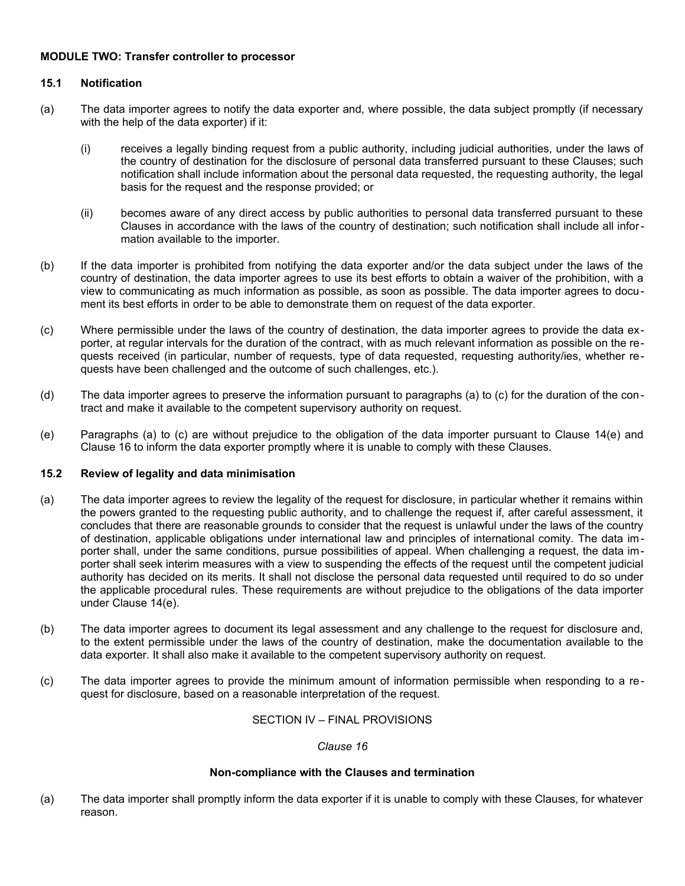**MODULE TWO: Transfer controller to processor**

**15.1 Notification**

(a) The data importer agrees to notify the data exporter and, where possible, the data subject promptly (if necessary with the help of the data exporter) if it:

   (i) receives a legally binding request from a public authority, including judicial authorities, under the laws of the country of destination for the disclosure of personal data transferred pursuant to these Clauses; such notification shall include information about the personal data requested, the requesting authority, the legal basis for the request and the response provided; or

   (ii) becomes aware of any direct access by public authorities to personal data transferred pursuant to these Clauses in accordance with the laws of the country of destination; such notification shall include all information available to the importer.

(b) If the data importer is prohibited from notifying the data exporter and/or the data subject under the laws of the country of destination, the data importer agrees to use its best efforts to obtain a waiver of the prohibition, with a view to communicating as much information as possible, as soon as possible. The data importer agrees to document its best efforts in order to be able to demonstrate them on request of the data exporter.

(c) Where permissible under the laws of the country of destination, the data importer agrees to provide the data exporter, at regular intervals for the duration of the contract, with as much relevant information as possible on the requests received (in particular, number of requests, type of data requested, requesting authority/ies, whether requests have been challenged and the outcome of such challenges, etc.).

(d) The data importer agrees to preserve the information pursuant to paragraphs (a) to (c) for the duration of the contract and make it available to the competent supervisory authority on request.

(e) Paragraphs (a) to (c) are without prejudice to the obligation of the data importer pursuant to Clause 14(e) and Clause 16 to inform the data exporter promptly where it is unable to comply with these Clauses.

**15.2 Review of legality and data minimisation**

(a) The data importer agrees to review the legality of the request for disclosure, in particular whether it remains within the powers granted to the requesting public authority, and to challenge the request if, after careful assessment, it concludes that there are reasonable grounds to consider that the request is unlawful under the laws of the country of destination, applicable obligations under international law and principles of international comity. The data importer shall, under the same conditions, pursue possibilities of appeal. When challenging a request, the data importer shall seek interim measures with a view to suspending the effects of the request until the competent judicial authority has decided on its merits. It shall not disclose the personal data requested until required to do so under the applicable procedural rules. These requirements are without prejudice to the obligations of the data importer under Clause 14(e).

(b) The data importer agrees to document its legal assessment and any challenge to the request for disclosure and, to the extent permissible under the laws of the country of destination, make the documentation available to the data exporter. It shall also make it available to the competent supervisory authority on request.

(c) The data importer agrees to provide the minimum amount of information permissible when responding to a request for disclosure, based on a reasonable interpretation of the request.

## SECTION IV – FINAL PROVISIONS

*Clause 16*

### Non-compliance with the Clauses and termination

(a) The data importer shall promptly inform the data exporter if it is unable to comply with these Clauses, for whatever reason.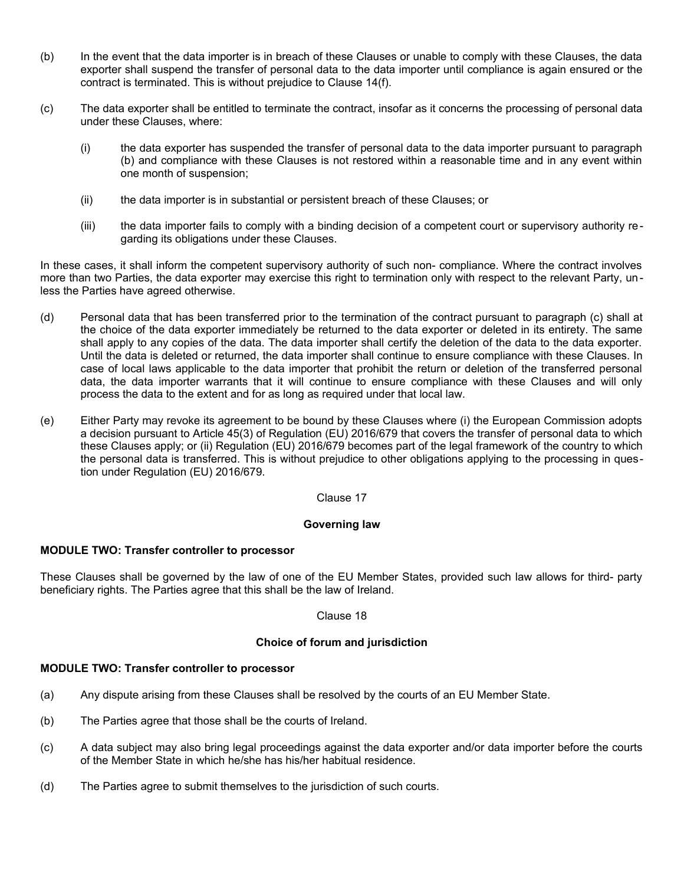(b) In the event that the data importer is in breach of these Clauses or unable to comply with these Clauses, the data exporter shall suspend the transfer of personal data to the data importer until compliance is again ensured or the contract is terminated. This is without prejudice to Clause 14(f).

(c) The data exporter shall be entitled to terminate the contract, insofar as it concerns the processing of personal data under these Clauses, where:

   (i) the data exporter has suspended the transfer of personal data to the data importer pursuant to paragraph (b) and compliance with these Clauses is not restored within a reasonable time and in any event within one month of suspension;

   (ii) the data importer is in substantial or persistent breach of these Clauses; or

   (iii) the data importer fails to comply with a binding decision of a competent court or supervisory authority regarding its obligations under these Clauses.

In these cases, it shall inform the competent supervisory authority of such non- compliance. Where the contract involves more than two Parties, the data exporter may exercise this right to termination only with respect to the relevant Party, unless the Parties have agreed otherwise.

(d) Personal data that has been transferred prior to the termination of the contract pursuant to paragraph (c) shall at the choice of the data exporter immediately be returned to the data exporter or deleted in its entirety. The same shall apply to any copies of the data. The data importer shall certify the deletion of the data to the data exporter. Until the data is deleted or returned, the data importer shall continue to ensure compliance with these Clauses. In case of local laws applicable to the data importer that prohibit the return or deletion of the transferred personal data, the data importer warrants that it will continue to ensure compliance with these Clauses and will only process the data to the extent and for as long as required under that local law.

(e) Either Party may revoke its agreement to be bound by these Clauses where (i) the European Commission adopts a decision pursuant to Article 45(3) of Regulation (EU) 2016/679 that covers the transfer of personal data to which these Clauses apply; or (ii) Regulation (EU) 2016/679 becomes part of the legal framework of the country to which the personal data is transferred. This is without prejudice to other obligations applying to the processing in question under Regulation (EU) 2016/679.

Clause 17

**Governing law**

**MODULE TWO: Transfer controller to processor**

These Clauses shall be governed by the law of one of the EU Member States, provided such law allows for third- party beneficiary rights. The Parties agree that this shall be the law of Ireland.

Clause 18

**Choice of forum and jurisdiction**

**MODULE TWO: Transfer controller to processor**

(a) Any dispute arising from these Clauses shall be resolved by the courts of an EU Member State.

(b) The Parties agree that those shall be the courts of Ireland.

(c) A data subject may also bring legal proceedings against the data exporter and/or data importer before the courts of the Member State in which he/she has his/her habitual residence.

(d) The Parties agree to submit themselves to the jurisdiction of such courts.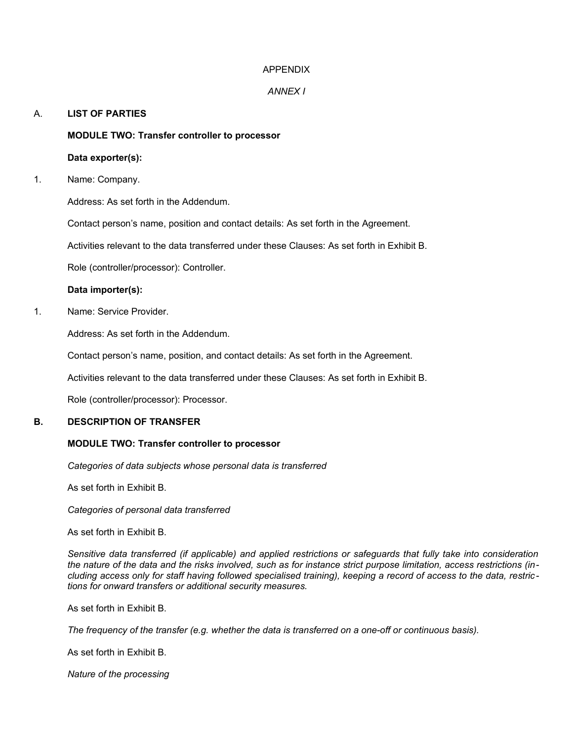APPENDIX

*ANNEX I*

A. **LIST OF PARTIES**

**MODULE TWO: Transfer controller to processor**

**Data exporter(s):**

1. Name: Company.

   Address: As set forth in the Addendum.

   Contact person's name, position and contact details: As set forth in the Agreement.

   Activities relevant to the data transferred under these Clauses: As set forth in Exhibit B.

   Role (controller/processor): Controller.

**Data importer(s):**

1. Name: Service Provider.

   Address: As set forth in the Addendum.

   Contact person's name, position, and contact details: As set forth in the Agreement.

   Activities relevant to the data transferred under these Clauses: As set forth in Exhibit B.

   Role (controller/processor): Processor.

**B. DESCRIPTION OF TRANSFER**

**MODULE TWO: Transfer controller to processor**

*Categories of data subjects whose personal data is transferred*

As set forth in Exhibit B.

*Categories of personal data transferred*

As set forth in Exhibit B.

*Sensitive data transferred (if applicable) and applied restrictions or safeguards that fully take into consideration the nature of the data and the risks involved, such as for instance strict purpose limitation, access restrictions (including access only for staff having followed specialised training), keeping a record of access to the data, restrictions for onward transfers or additional security measures.*

As set forth in Exhibit B.

*The frequency of the transfer (e.g. whether the data is transferred on a one-off or continuous basis).*

As set forth in Exhibit B.

*Nature of the processing*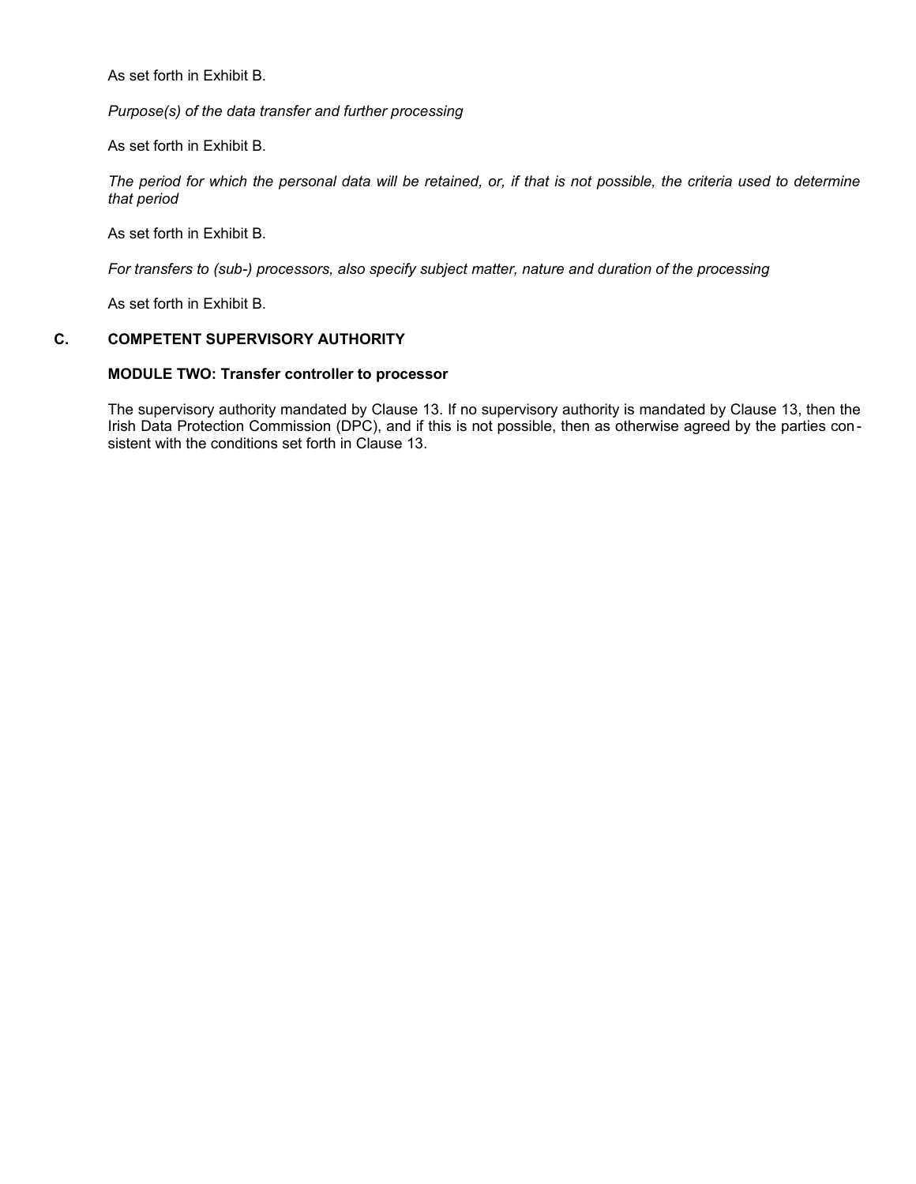As set forth in Exhibit B.

*Purpose(s) of the data transfer and further processing*

As set forth in Exhibit B.

*The period for which the personal data will be retained, or, if that is not possible, the criteria used to determine that period*

As set forth in Exhibit B.

*For transfers to (sub-) processors, also specify subject matter, nature and duration of the processing*

As set forth in Exhibit B.

## C. COMPETENT SUPERVISORY AUTHORITY

**MODULE TWO: Transfer controller to processor**

The supervisory authority mandated by Clause 13. If no supervisory authority is mandated by Clause 13, then the Irish Data Protection Commission (DPC), and if this is not possible, then as otherwise agreed by the parties consistent with the conditions set forth in Clause 13.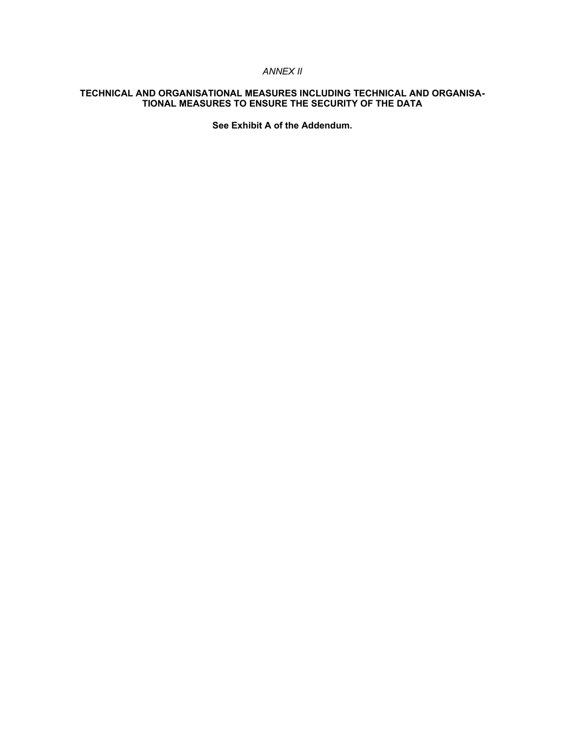*ANNEX II*

**TECHNICAL AND ORGANISATIONAL MEASURES INCLUDING TECHNICAL AND ORGANISATIONAL MEASURES TO ENSURE THE SECURITY OF THE DATA**

**See Exhibit A of the Addendum.**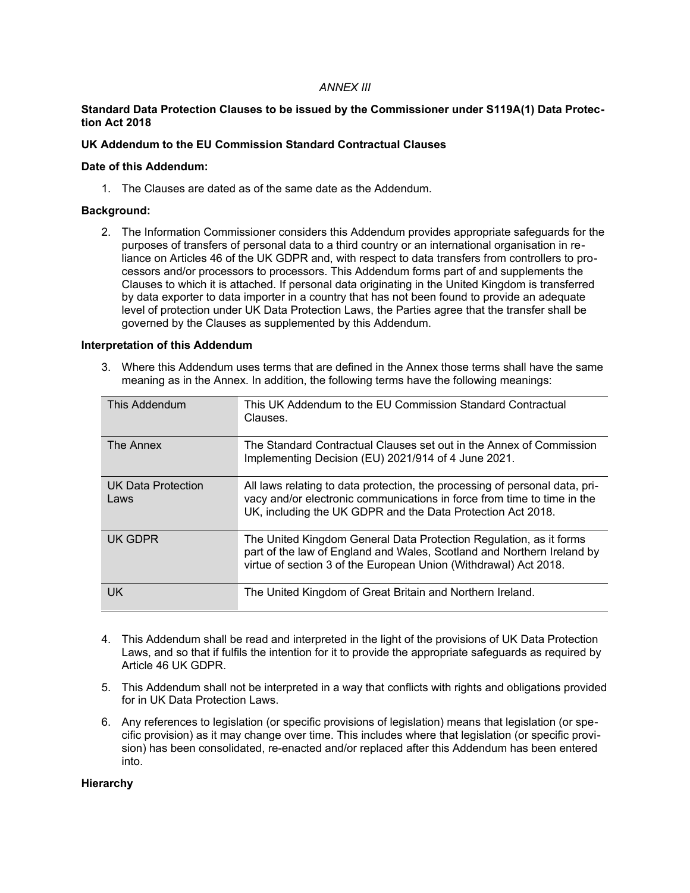*ANNEX III*

**Standard Data Protection Clauses to be issued by the Commissioner under S119A(1) Data Protection Act 2018**

**UK Addendum to the EU Commission Standard Contractual Clauses**

**Date of this Addendum:**

1. The Clauses are dated as of the same date as the Addendum.

**Background:**

2. The Information Commissioner considers this Addendum provides appropriate safeguards for the purposes of transfers of personal data to a third country or an international organisation in reliance on Articles 46 of the UK GDPR and, with respect to data transfers from controllers to processors and/or processors to processors. This Addendum forms part of and supplements the Clauses to which it is attached. If personal data originating in the United Kingdom is transferred by data exporter to data importer in a country that has not been found to provide an adequate level of protection under UK Data Protection Laws, the Parties agree that the transfer shall be governed by the Clauses as supplemented by this Addendum.

**Interpretation of this Addendum**

3. Where this Addendum uses terms that are defined in the Annex those terms shall have the same meaning as in the Annex. In addition, the following terms have the following meanings:

| | |
|---|---|
| This Addendum | This UK Addendum to the EU Commission Standard Contractual Clauses. |
| The Annex | The Standard Contractual Clauses set out in the Annex of Commission Implementing Decision (EU) 2021/914 of 4 June 2021. |
| UK Data Protection Laws | All laws relating to data protection, the processing of personal data, privacy and/or electronic communications in force from time to time in the UK, including the UK GDPR and the Data Protection Act 2018. |
| UK GDPR | The United Kingdom General Data Protection Regulation, as it forms part of the law of England and Wales, Scotland and Northern Ireland by virtue of section 3 of the European Union (Withdrawal) Act 2018. |
| UK | The United Kingdom of Great Britain and Northern Ireland. |

4. This Addendum shall be read and interpreted in the light of the provisions of UK Data Protection Laws, and so that if fulfils the intention for it to provide the appropriate safeguards as required by Article 46 UK GDPR.

5. This Addendum shall not be interpreted in a way that conflicts with rights and obligations provided for in UK Data Protection Laws.

6. Any references to legislation (or specific provisions of legislation) means that legislation (or specific provision) as it may change over time. This includes where that legislation (or specific provision) has been consolidated, re-enacted and/or replaced after this Addendum has been entered into.

**Hierarchy**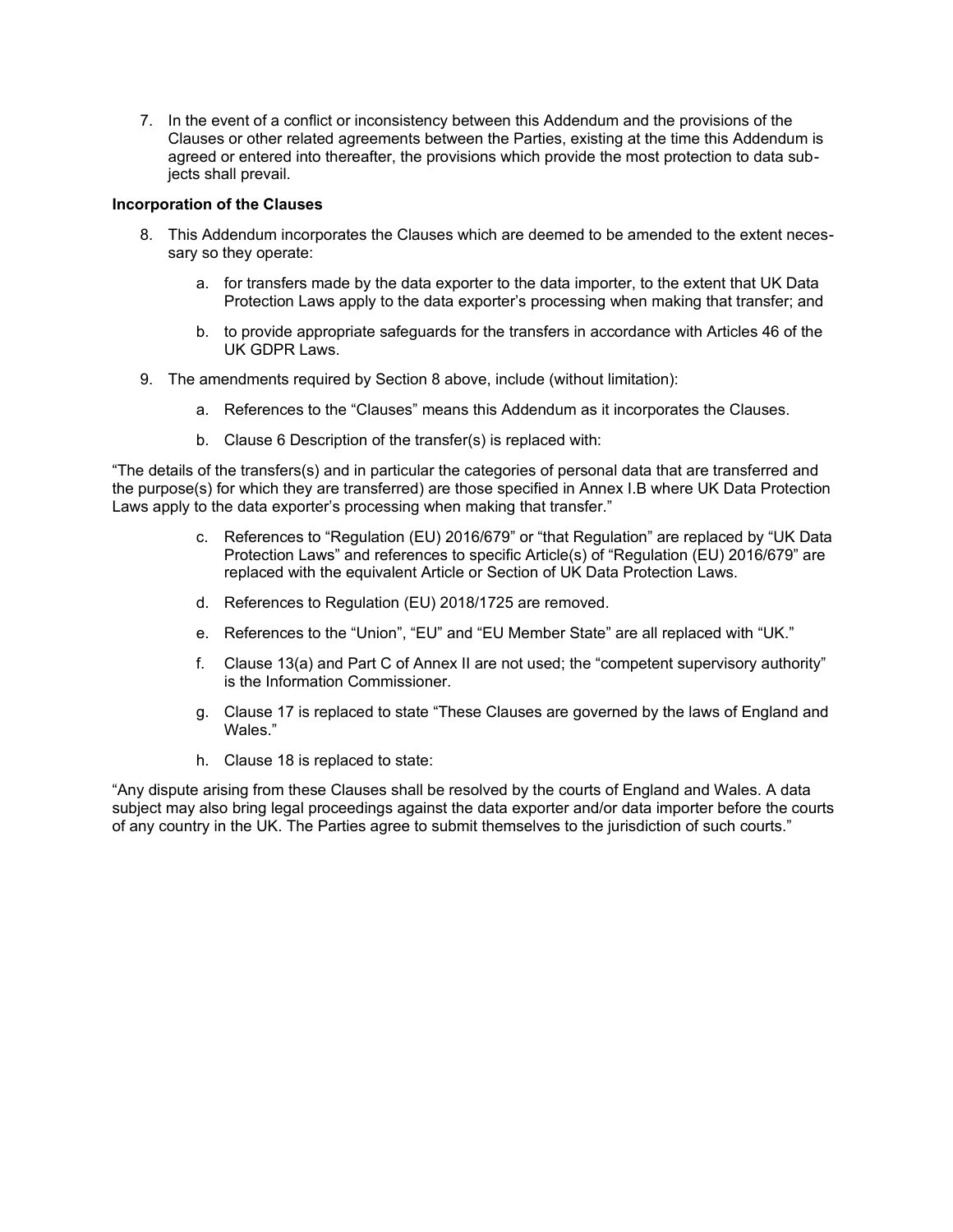7. In the event of a conflict or inconsistency between this Addendum and the provisions of the Clauses or other related agreements between the Parties, existing at the time this Addendum is agreed or entered into thereafter, the provisions which provide the most protection to data subjects shall prevail.

**Incorporation of the Clauses**

8. This Addendum incorporates the Clauses which are deemed to be amended to the extent necessary so they operate:

   a. for transfers made by the data exporter to the data importer, to the extent that UK Data Protection Laws apply to the data exporter's processing when making that transfer; and

   b. to provide appropriate safeguards for the transfers in accordance with Articles 46 of the UK GDPR Laws.

9. The amendments required by Section 8 above, include (without limitation):

   a. References to the "Clauses" means this Addendum as it incorporates the Clauses.

   b. Clause 6 Description of the transfer(s) is replaced with:

"The details of the transfers(s) and in particular the categories of personal data that are transferred and the purpose(s) for which they are transferred) are those specified in Annex I.B where UK Data Protection Laws apply to the data exporter's processing when making that transfer."

   c. References to "Regulation (EU) 2016/679" or "that Regulation" are replaced by "UK Data Protection Laws" and references to specific Article(s) of "Regulation (EU) 2016/679" are replaced with the equivalent Article or Section of UK Data Protection Laws.

   d. References to Regulation (EU) 2018/1725 are removed.

   e. References to the "Union", "EU" and "EU Member State" are all replaced with "UK."

   f. Clause 13(a) and Part C of Annex II are not used; the "competent supervisory authority" is the Information Commissioner.

   g. Clause 17 is replaced to state "These Clauses are governed by the laws of England and Wales."

   h. Clause 18 is replaced to state:

"Any dispute arising from these Clauses shall be resolved by the courts of England and Wales. A data subject may also bring legal proceedings against the data exporter and/or data importer before the courts of any country in the UK. The Parties agree to submit themselves to the jurisdiction of such courts."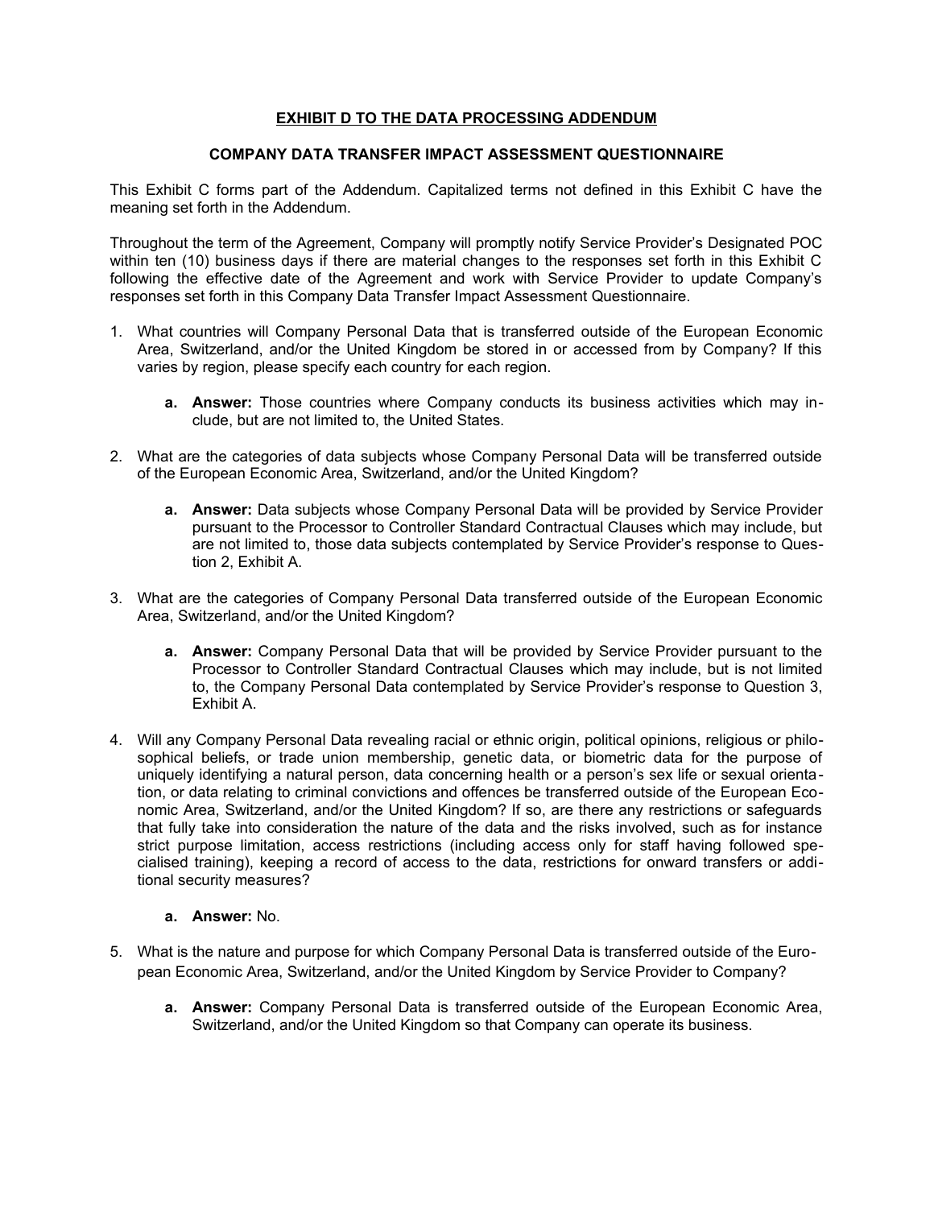**EXHIBIT D TO THE DATA PROCESSING ADDENDUM**

**COMPANY DATA TRANSFER IMPACT ASSESSMENT QUESTIONNAIRE**

This Exhibit C forms part of the Addendum. Capitalized terms not defined in this Exhibit C have the meaning set forth in the Addendum.

Throughout the term of the Agreement, Company will promptly notify Service Provider's Designated POC within ten (10) business days if there are material changes to the responses set forth in this Exhibit C following the effective date of the Agreement and work with Service Provider to update Company's responses set forth in this Company Data Transfer Impact Assessment Questionnaire.

1. What countries will Company Personal Data that is transferred outside of the European Economic Area, Switzerland, and/or the United Kingdom be stored in or accessed from by Company? If this varies by region, please specify each country for each region.

   a. **Answer:** Those countries where Company conducts its business activities which may include, but are not limited to, the United States.

2. What are the categories of data subjects whose Company Personal Data will be transferred outside of the European Economic Area, Switzerland, and/or the United Kingdom?

   a. **Answer:** Data subjects whose Company Personal Data will be provided by Service Provider pursuant to the Processor to Controller Standard Contractual Clauses which may include, but are not limited to, those data subjects contemplated by Service Provider's response to Question 2, Exhibit A.

3. What are the categories of Company Personal Data transferred outside of the European Economic Area, Switzerland, and/or the United Kingdom?

   a. **Answer:** Company Personal Data that will be provided by Service Provider pursuant to the Processor to Controller Standard Contractual Clauses which may include, but is not limited to, the Company Personal Data contemplated by Service Provider's response to Question 3, Exhibit A.

4. Will any Company Personal Data revealing racial or ethnic origin, political opinions, religious or philosophical beliefs, or trade union membership, genetic data, or biometric data for the purpose of uniquely identifying a natural person, data concerning health or a person's sex life or sexual orientation, or data relating to criminal convictions and offences be transferred outside of the European Economic Area, Switzerland, and/or the United Kingdom? If so, are there any restrictions or safeguards that fully take into consideration the nature of the data and the risks involved, such as for instance strict purpose limitation, access restrictions (including access only for staff having followed specialised training), keeping a record of access to the data, restrictions for onward transfers or additional security measures?

   a. **Answer:** No.

5. What is the nature and purpose for which Company Personal Data is transferred outside of the European Economic Area, Switzerland, and/or the United Kingdom by Service Provider to Company?

   a. **Answer:** Company Personal Data is transferred outside of the European Economic Area, Switzerland, and/or the United Kingdom so that Company can operate its business.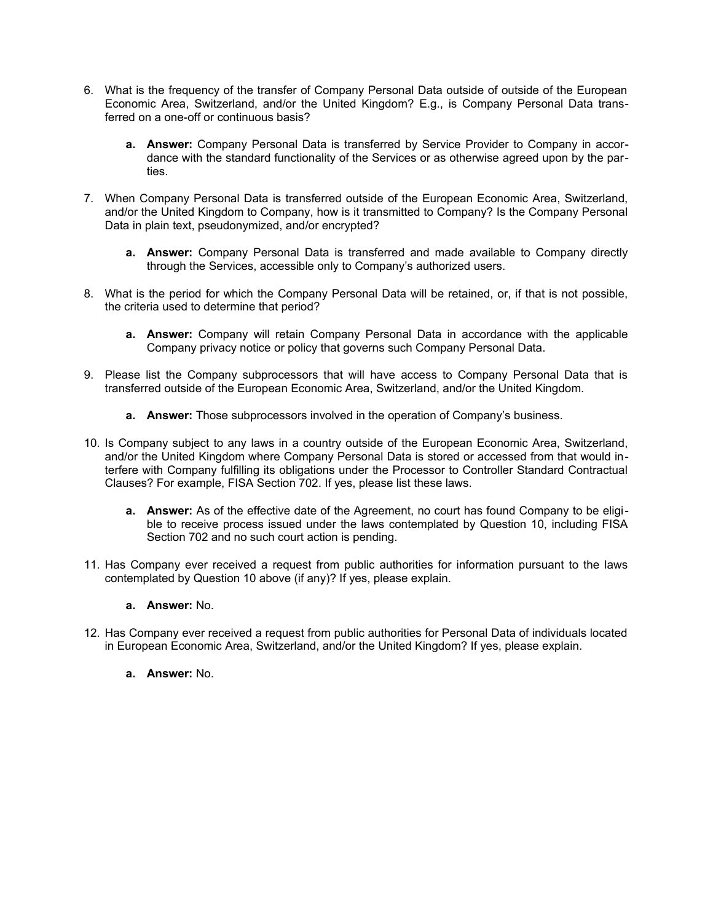6. What is the frequency of the transfer of Company Personal Data outside of outside of the European Economic Area, Switzerland, and/or the United Kingdom? E.g., is Company Personal Data transferred on a one-off or continuous basis?

    a. **Answer:** Company Personal Data is transferred by Service Provider to Company in accordance with the standard functionality of the Services or as otherwise agreed upon by the parties.

7. When Company Personal Data is transferred outside of the European Economic Area, Switzerland, and/or the United Kingdom to Company, how is it transmitted to Company? Is the Company Personal Data in plain text, pseudonymized, and/or encrypted?

    a. **Answer:** Company Personal Data is transferred and made available to Company directly through the Services, accessible only to Company's authorized users.

8. What is the period for which the Company Personal Data will be retained, or, if that is not possible, the criteria used to determine that period?

    a. **Answer:** Company will retain Company Personal Data in accordance with the applicable Company privacy notice or policy that governs such Company Personal Data.

9. Please list the Company subprocessors that will have access to Company Personal Data that is transferred outside of the European Economic Area, Switzerland, and/or the United Kingdom.

    a. **Answer:** Those subprocessors involved in the operation of Company's business.

10. Is Company subject to any laws in a country outside of the European Economic Area, Switzerland, and/or the United Kingdom where Company Personal Data is stored or accessed from that would interfere with Company fulfilling its obligations under the Processor to Controller Standard Contractual Clauses? For example, FISA Section 702. If yes, please list these laws.

    a. **Answer:** As of the effective date of the Agreement, no court has found Company to be eligible to receive process issued under the laws contemplated by Question 10, including FISA Section 702 and no such court action is pending.

11. Has Company ever received a request from public authorities for information pursuant to the laws contemplated by Question 10 above (if any)? If yes, please explain.

    a. **Answer:** No.

12. Has Company ever received a request from public authorities for Personal Data of individuals located in European Economic Area, Switzerland, and/or the United Kingdom? If yes, please explain.

    a. **Answer:** No.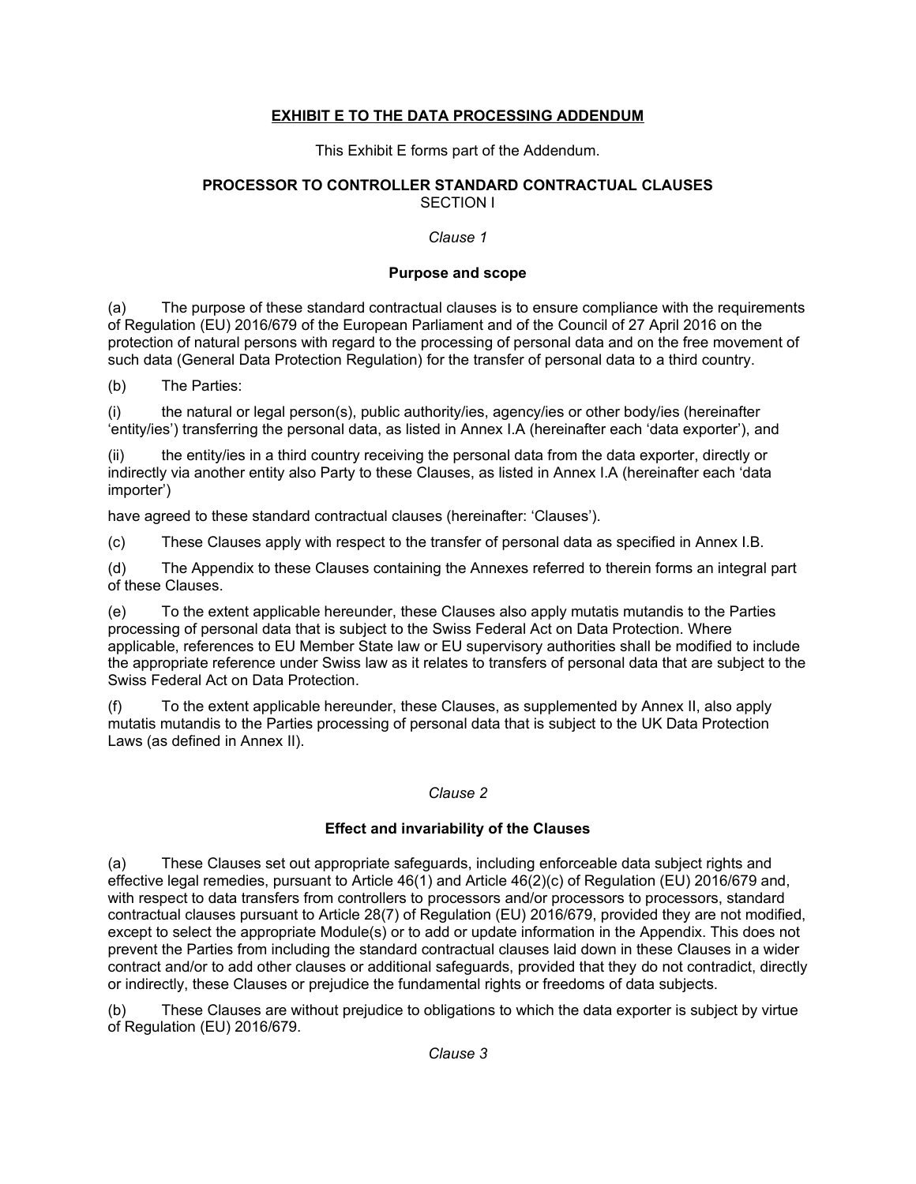## **EXHIBIT E TO THE DATA PROCESSING ADDENDUM**

This Exhibit E forms part of the Addendum.

### **PROCESSOR TO CONTROLLER STANDARD CONTRACTUAL CLAUSES**

SECTION I

*Clause 1*

**Purpose and scope**

(a) The purpose of these standard contractual clauses is to ensure compliance with the requirements of Regulation (EU) 2016/679 of the European Parliament and of the Council of 27 April 2016 on the protection of natural persons with regard to the processing of personal data and on the free movement of such data (General Data Protection Regulation) for the transfer of personal data to a third country.

(b) The Parties:

(i) the natural or legal person(s), public authority/ies, agency/ies or other body/ies (hereinafter 'entity/ies') transferring the personal data, as listed in Annex I.A (hereinafter each 'data exporter'), and

(ii) the entity/ies in a third country receiving the personal data from the data exporter, directly or indirectly via another entity also Party to these Clauses, as listed in Annex I.A (hereinafter each 'data importer')

have agreed to these standard contractual clauses (hereinafter: 'Clauses').

(c) These Clauses apply with respect to the transfer of personal data as specified in Annex I.B.

(d) The Appendix to these Clauses containing the Annexes referred to therein forms an integral part of these Clauses.

(e) To the extent applicable hereunder, these Clauses also apply mutatis mutandis to the Parties processing of personal data that is subject to the Swiss Federal Act on Data Protection. Where applicable, references to EU Member State law or EU supervisory authorities shall be modified to include the appropriate reference under Swiss law as it relates to transfers of personal data that are subject to the Swiss Federal Act on Data Protection.

(f) To the extent applicable hereunder, these Clauses, as supplemented by Annex II, also apply mutatis mutandis to the Parties processing of personal data that is subject to the UK Data Protection Laws (as defined in Annex II).

*Clause 2*

**Effect and invariability of the Clauses**

(a) These Clauses set out appropriate safeguards, including enforceable data subject rights and effective legal remedies, pursuant to Article 46(1) and Article 46(2)(c) of Regulation (EU) 2016/679 and, with respect to data transfers from controllers to processors and/or processors to processors, standard contractual clauses pursuant to Article 28(7) of Regulation (EU) 2016/679, provided they are not modified, except to select the appropriate Module(s) or to add or update information in the Appendix. This does not prevent the Parties from including the standard contractual clauses laid down in these Clauses in a wider contract and/or to add other clauses or additional safeguards, provided that they do not contradict, directly or indirectly, these Clauses or prejudice the fundamental rights or freedoms of data subjects.

(b) These Clauses are without prejudice to obligations to which the data exporter is subject by virtue of Regulation (EU) 2016/679.

*Clause 3*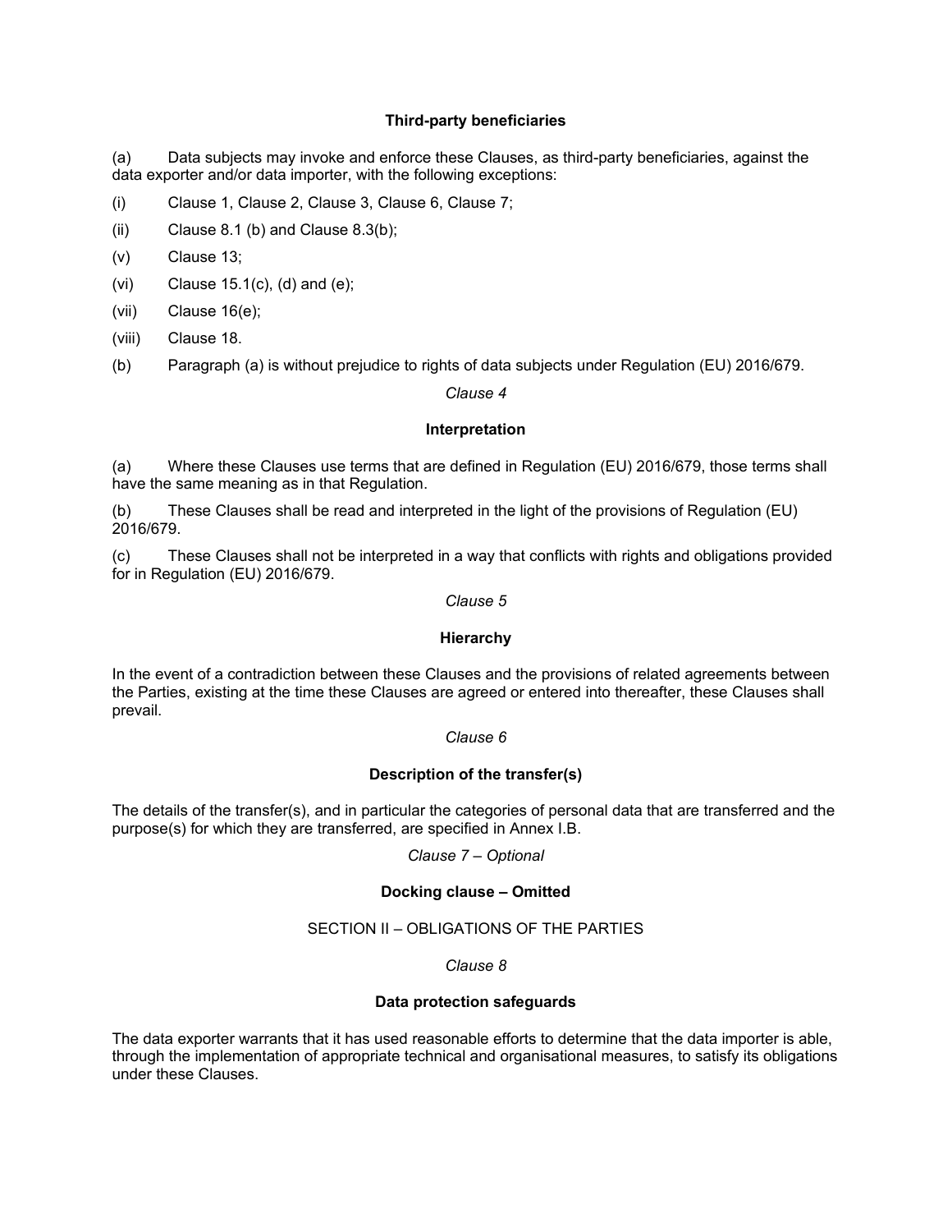**Third-party beneficiaries**

(a) Data subjects may invoke and enforce these Clauses, as third-party beneficiaries, against the data exporter and/or data importer, with the following exceptions:

(i) Clause 1, Clause 2, Clause 3, Clause 6, Clause 7;

(ii) Clause 8.1 (b) and Clause 8.3(b);

(v) Clause 13;

(vi) Clause 15.1(c), (d) and (e);

(vii) Clause 16(e);

(viii) Clause 18.

(b) Paragraph (a) is without prejudice to rights of data subjects under Regulation (EU) 2016/679.

*Clause 4*

**Interpretation**

(a) Where these Clauses use terms that are defined in Regulation (EU) 2016/679, those terms shall have the same meaning as in that Regulation.

(b) These Clauses shall be read and interpreted in the light of the provisions of Regulation (EU) 2016/679.

(c) These Clauses shall not be interpreted in a way that conflicts with rights and obligations provided for in Regulation (EU) 2016/679.

*Clause 5*

**Hierarchy**

In the event of a contradiction between these Clauses and the provisions of related agreements between the Parties, existing at the time these Clauses are agreed or entered into thereafter, these Clauses shall prevail.

*Clause 6*

**Description of the transfer(s)**

The details of the transfer(s), and in particular the categories of personal data that are transferred and the purpose(s) for which they are transferred, are specified in Annex I.B.

*Clause 7 – Optional*

**Docking clause – Omitted**

SECTION II – OBLIGATIONS OF THE PARTIES

*Clause 8*

**Data protection safeguards**

The data exporter warrants that it has used reasonable efforts to determine that the data importer is able, through the implementation of appropriate technical and organisational measures, to satisfy its obligations under these Clauses.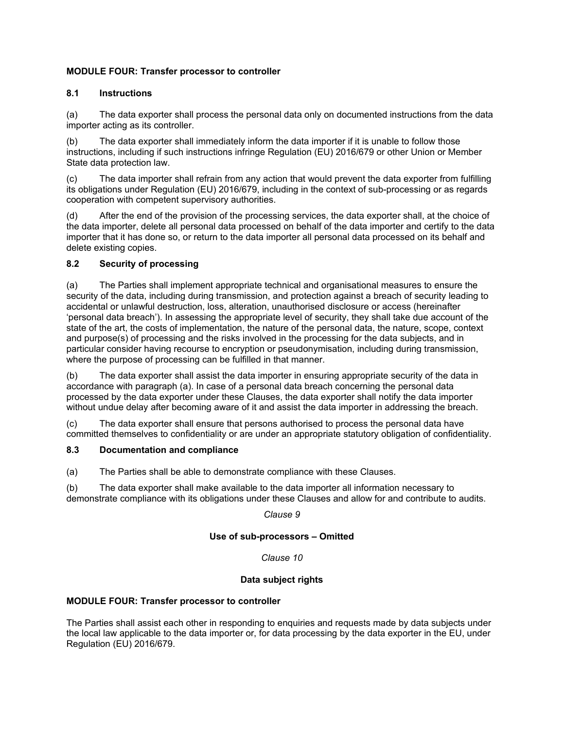**MODULE FOUR: Transfer processor to controller**

**8.1 Instructions**

(a) The data exporter shall process the personal data only on documented instructions from the data importer acting as its controller.

(b) The data exporter shall immediately inform the data importer if it is unable to follow those instructions, including if such instructions infringe Regulation (EU) 2016/679 or other Union or Member State data protection law.

(c) The data importer shall refrain from any action that would prevent the data exporter from fulfilling its obligations under Regulation (EU) 2016/679, including in the context of sub-processing or as regards cooperation with competent supervisory authorities.

(d) After the end of the provision of the processing services, the data exporter shall, at the choice of the data importer, delete all personal data processed on behalf of the data importer and certify to the data importer that it has done so, or return to the data importer all personal data processed on its behalf and delete existing copies.

**8.2 Security of processing**

(a) The Parties shall implement appropriate technical and organisational measures to ensure the security of the data, including during transmission, and protection against a breach of security leading to accidental or unlawful destruction, loss, alteration, unauthorised disclosure or access (hereinafter 'personal data breach'). In assessing the appropriate level of security, they shall take due account of the state of the art, the costs of implementation, the nature of the personal data, the nature, scope, context and purpose(s) of processing and the risks involved in the processing for the data subjects, and in particular consider having recourse to encryption or pseudonymisation, including during transmission, where the purpose of processing can be fulfilled in that manner.

(b) The data exporter shall assist the data importer in ensuring appropriate security of the data in accordance with paragraph (a). In case of a personal data breach concerning the personal data processed by the data exporter under these Clauses, the data exporter shall notify the data importer without undue delay after becoming aware of it and assist the data importer in addressing the breach.

(c) The data exporter shall ensure that persons authorised to process the personal data have committed themselves to confidentiality or are under an appropriate statutory obligation of confidentiality.

**8.3 Documentation and compliance**

(a) The Parties shall be able to demonstrate compliance with these Clauses.

(b) The data exporter shall make available to the data importer all information necessary to demonstrate compliance with its obligations under these Clauses and allow for and contribute to audits.

*Clause 9*

**Use of sub-processors – Omitted**

*Clause 10*

**Data subject rights**

**MODULE FOUR: Transfer processor to controller**

The Parties shall assist each other in responding to enquiries and requests made by data subjects under the local law applicable to the data importer or, for data processing by the data exporter in the EU, under Regulation (EU) 2016/679.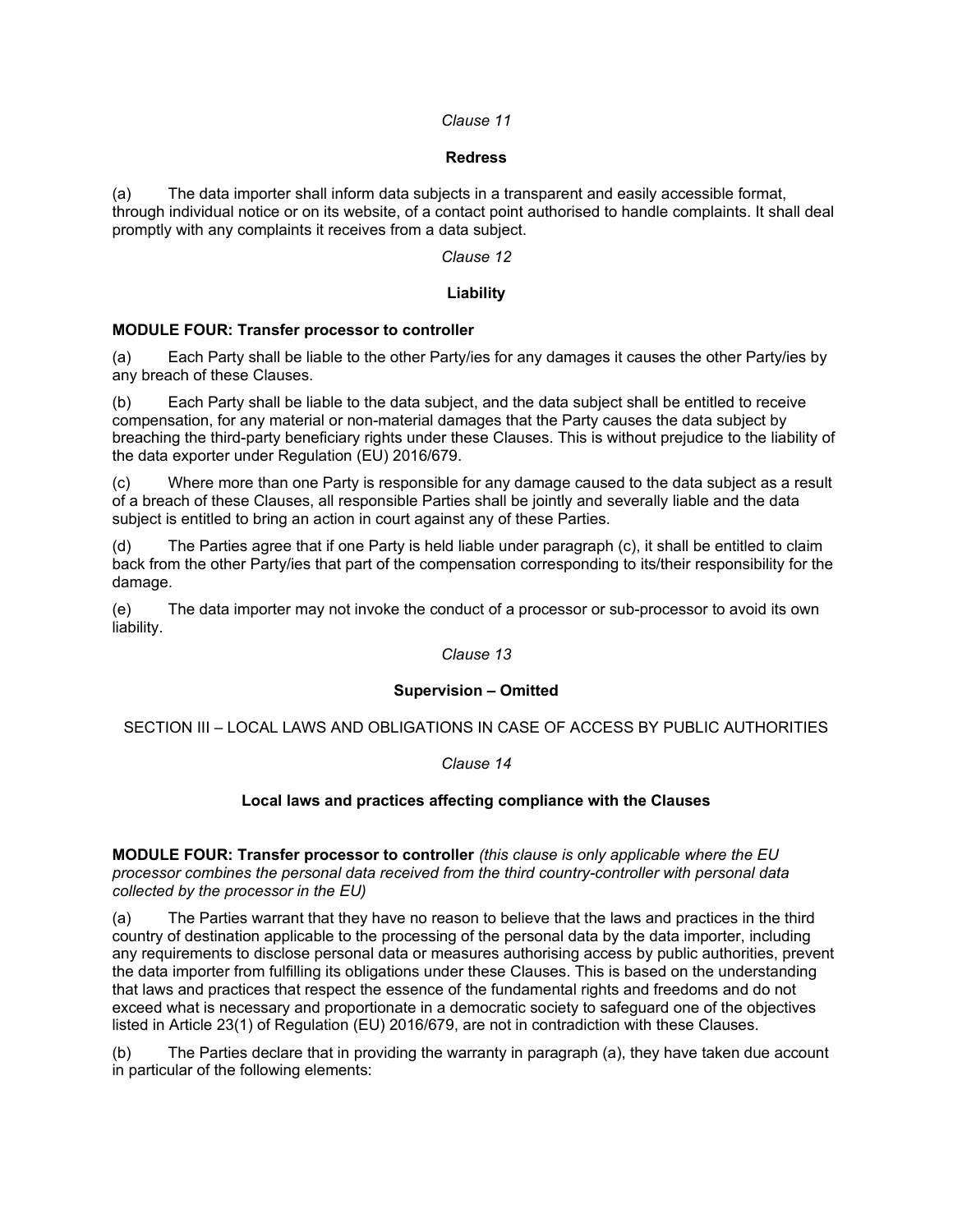*Clause 11*

**Redress**

(a) The data importer shall inform data subjects in a transparent and easily accessible format, through individual notice or on its website, of a contact point authorised to handle complaints. It shall deal promptly with any complaints it receives from a data subject.

*Clause 12*

**Liability**

**MODULE FOUR: Transfer processor to controller**

(a) Each Party shall be liable to the other Party/ies for any damages it causes the other Party/ies by any breach of these Clauses.

(b) Each Party shall be liable to the data subject, and the data subject shall be entitled to receive compensation, for any material or non-material damages that the Party causes the data subject by breaching the third-party beneficiary rights under these Clauses. This is without prejudice to the liability of the data exporter under Regulation (EU) 2016/679.

(c) Where more than one Party is responsible for any damage caused to the data subject as a result of a breach of these Clauses, all responsible Parties shall be jointly and severally liable and the data subject is entitled to bring an action in court against any of these Parties.

(d) The Parties agree that if one Party is held liable under paragraph (c), it shall be entitled to claim back from the other Party/ies that part of the compensation corresponding to its/their responsibility for the damage.

(e) The data importer may not invoke the conduct of a processor or sub-processor to avoid its own liability.

*Clause 13*

**Supervision – Omitted**

SECTION III – LOCAL LAWS AND OBLIGATIONS IN CASE OF ACCESS BY PUBLIC AUTHORITIES

*Clause 14*

**Local laws and practices affecting compliance with the Clauses**

**MODULE FOUR: Transfer processor to controller** *(this clause is only applicable where the EU processor combines the personal data received from the third country-controller with personal data collected by the processor in the EU)*

(a) The Parties warrant that they have no reason to believe that the laws and practices in the third country of destination applicable to the processing of the personal data by the data importer, including any requirements to disclose personal data or measures authorising access by public authorities, prevent the data importer from fulfilling its obligations under these Clauses. This is based on the understanding that laws and practices that respect the essence of the fundamental rights and freedoms and do not exceed what is necessary and proportionate in a democratic society to safeguard one of the objectives listed in Article 23(1) of Regulation (EU) 2016/679, are not in contradiction with these Clauses.

(b) The Parties declare that in providing the warranty in paragraph (a), they have taken due account in particular of the following elements: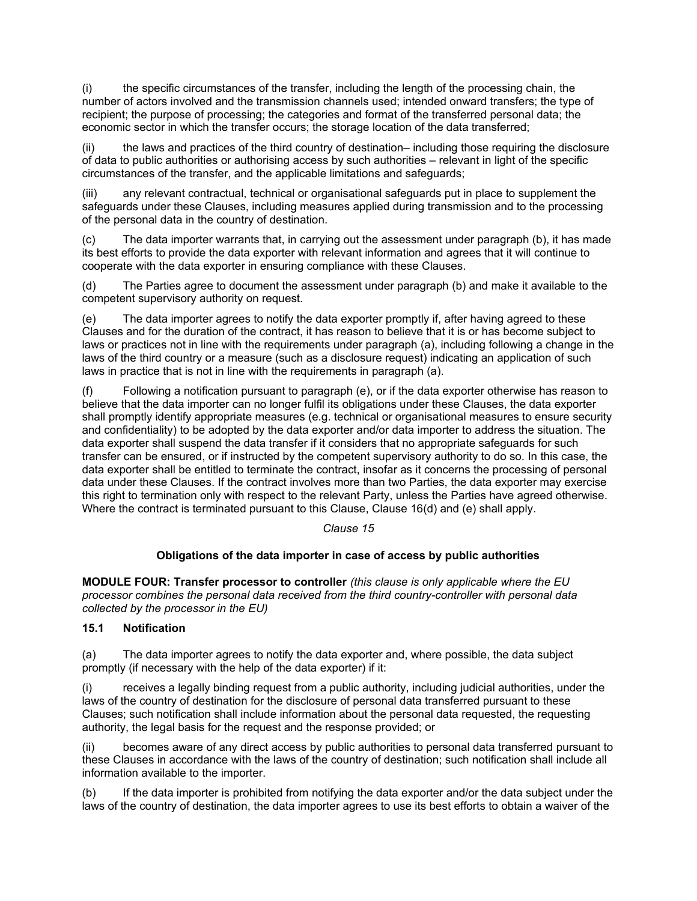(i) the specific circumstances of the transfer, including the length of the processing chain, the number of actors involved and the transmission channels used; intended onward transfers; the type of recipient; the purpose of processing; the categories and format of the transferred personal data; the economic sector in which the transfer occurs; the storage location of the data transferred;

(ii) the laws and practices of the third country of destination– including those requiring the disclosure of data to public authorities or authorising access by such authorities – relevant in light of the specific circumstances of the transfer, and the applicable limitations and safeguards;

(iii) any relevant contractual, technical or organisational safeguards put in place to supplement the safeguards under these Clauses, including measures applied during transmission and to the processing of the personal data in the country of destination.

(c) The data importer warrants that, in carrying out the assessment under paragraph (b), it has made its best efforts to provide the data exporter with relevant information and agrees that it will continue to cooperate with the data exporter in ensuring compliance with these Clauses.

(d) The Parties agree to document the assessment under paragraph (b) and make it available to the competent supervisory authority on request.

(e) The data importer agrees to notify the data exporter promptly if, after having agreed to these Clauses and for the duration of the contract, it has reason to believe that it is or has become subject to laws or practices not in line with the requirements under paragraph (a), including following a change in the laws of the third country or a measure (such as a disclosure request) indicating an application of such laws in practice that is not in line with the requirements in paragraph (a).

(f) Following a notification pursuant to paragraph (e), or if the data exporter otherwise has reason to believe that the data importer can no longer fulfil its obligations under these Clauses, the data exporter shall promptly identify appropriate measures (e.g. technical or organisational measures to ensure security and confidentiality) to be adopted by the data exporter and/or data importer to address the situation. The data exporter shall suspend the data transfer if it considers that no appropriate safeguards for such transfer can be ensured, or if instructed by the competent supervisory authority to do so. In this case, the data exporter shall be entitled to terminate the contract, insofar as it concerns the processing of personal data under these Clauses. If the contract involves more than two Parties, the data exporter may exercise this right to termination only with respect to the relevant Party, unless the Parties have agreed otherwise. Where the contract is terminated pursuant to this Clause, Clause 16(d) and (e) shall apply.

*Clause 15*

**Obligations of the data importer in case of access by public authorities**

**MODULE FOUR: Transfer processor to controller** *(this clause is only applicable where the EU processor combines the personal data received from the third country-controller with personal data collected by the processor in the EU)*

**15.1 Notification**

(a) The data importer agrees to notify the data exporter and, where possible, the data subject promptly (if necessary with the help of the data exporter) if it:

(i) receives a legally binding request from a public authority, including judicial authorities, under the laws of the country of destination for the disclosure of personal data transferred pursuant to these Clauses; such notification shall include information about the personal data requested, the requesting authority, the legal basis for the request and the response provided; or

(ii) becomes aware of any direct access by public authorities to personal data transferred pursuant to these Clauses in accordance with the laws of the country of destination; such notification shall include all information available to the importer.

(b) If the data importer is prohibited from notifying the data exporter and/or the data subject under the laws of the country of destination, the data importer agrees to use its best efforts to obtain a waiver of the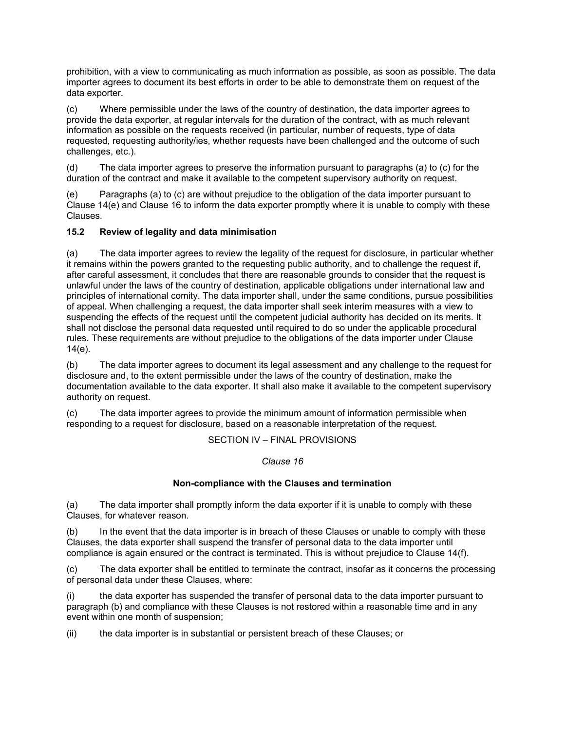prohibition, with a view to communicating as much information as possible, as soon as possible. The data importer agrees to document its best efforts in order to be able to demonstrate them on request of the data exporter.

(c) Where permissible under the laws of the country of destination, the data importer agrees to provide the data exporter, at regular intervals for the duration of the contract, with as much relevant information as possible on the requests received (in particular, number of requests, type of data requested, requesting authority/ies, whether requests have been challenged and the outcome of such challenges, etc.).

(d) The data importer agrees to preserve the information pursuant to paragraphs (a) to (c) for the duration of the contract and make it available to the competent supervisory authority on request.

(e) Paragraphs (a) to (c) are without prejudice to the obligation of the data importer pursuant to Clause 14(e) and Clause 16 to inform the data exporter promptly where it is unable to comply with these Clauses.

**15.2 Review of legality and data minimisation**

(a) The data importer agrees to review the legality of the request for disclosure, in particular whether it remains within the powers granted to the requesting public authority, and to challenge the request if, after careful assessment, it concludes that there are reasonable grounds to consider that the request is unlawful under the laws of the country of destination, applicable obligations under international law and principles of international comity. The data importer shall, under the same conditions, pursue possibilities of appeal. When challenging a request, the data importer shall seek interim measures with a view to suspending the effects of the request until the competent judicial authority has decided on its merits. It shall not disclose the personal data requested until required to do so under the applicable procedural rules. These requirements are without prejudice to the obligations of the data importer under Clause 14(e).

(b) The data importer agrees to document its legal assessment and any challenge to the request for disclosure and, to the extent permissible under the laws of the country of destination, make the documentation available to the data exporter. It shall also make it available to the competent supervisory authority on request.

(c) The data importer agrees to provide the minimum amount of information permissible when responding to a request for disclosure, based on a reasonable interpretation of the request.

SECTION IV – FINAL PROVISIONS

*Clause 16*

**Non-compliance with the Clauses and termination**

(a) The data importer shall promptly inform the data exporter if it is unable to comply with these Clauses, for whatever reason.

(b) In the event that the data importer is in breach of these Clauses or unable to comply with these Clauses, the data exporter shall suspend the transfer of personal data to the data importer until compliance is again ensured or the contract is terminated. This is without prejudice to Clause 14(f).

(c) The data exporter shall be entitled to terminate the contract, insofar as it concerns the processing of personal data under these Clauses, where:

(i) the data exporter has suspended the transfer of personal data to the data importer pursuant to paragraph (b) and compliance with these Clauses is not restored within a reasonable time and in any event within one month of suspension;

(ii) the data importer is in substantial or persistent breach of these Clauses; or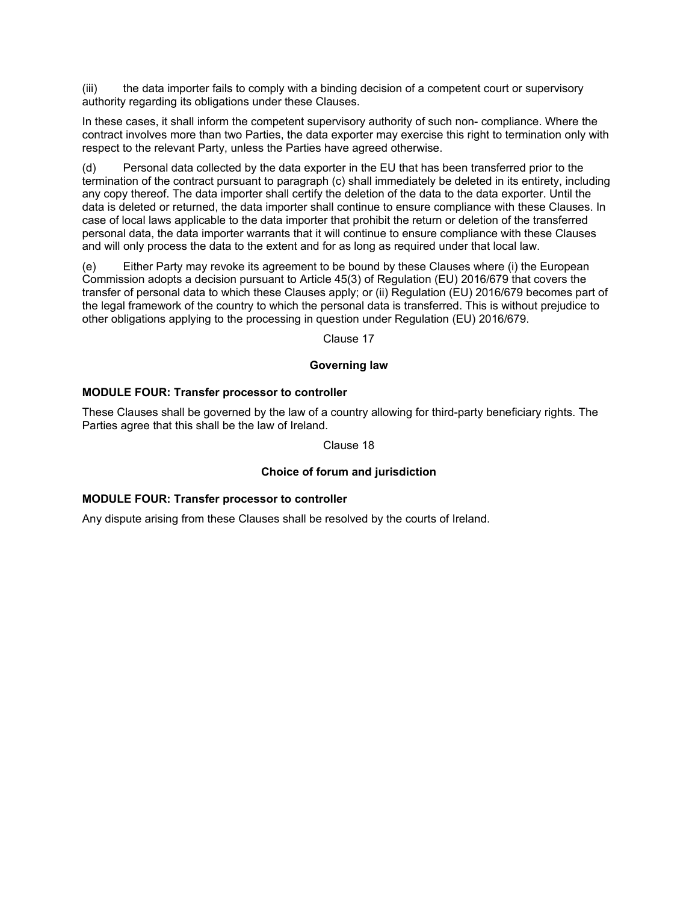(iii) the data importer fails to comply with a binding decision of a competent court or supervisory authority regarding its obligations under these Clauses.

In these cases, it shall inform the competent supervisory authority of such non- compliance. Where the contract involves more than two Parties, the data exporter may exercise this right to termination only with respect to the relevant Party, unless the Parties have agreed otherwise.

(d) Personal data collected by the data exporter in the EU that has been transferred prior to the termination of the contract pursuant to paragraph (c) shall immediately be deleted in its entirety, including any copy thereof. The data importer shall certify the deletion of the data to the data exporter. Until the data is deleted or returned, the data importer shall continue to ensure compliance with these Clauses. In case of local laws applicable to the data importer that prohibit the return or deletion of the transferred personal data, the data importer warrants that it will continue to ensure compliance with these Clauses and will only process the data to the extent and for as long as required under that local law.

(e) Either Party may revoke its agreement to be bound by these Clauses where (i) the European Commission adopts a decision pursuant to Article 45(3) of Regulation (EU) 2016/679 that covers the transfer of personal data to which these Clauses apply; or (ii) Regulation (EU) 2016/679 becomes part of the legal framework of the country to which the personal data is transferred. This is without prejudice to other obligations applying to the processing in question under Regulation (EU) 2016/679.

Clause 17

**Governing law**

**MODULE FOUR: Transfer processor to controller**

These Clauses shall be governed by the law of a country allowing for third-party beneficiary rights. The Parties agree that this shall be the law of Ireland.

Clause 18

**Choice of forum and jurisdiction**

**MODULE FOUR: Transfer processor to controller**

Any dispute arising from these Clauses shall be resolved by the courts of Ireland.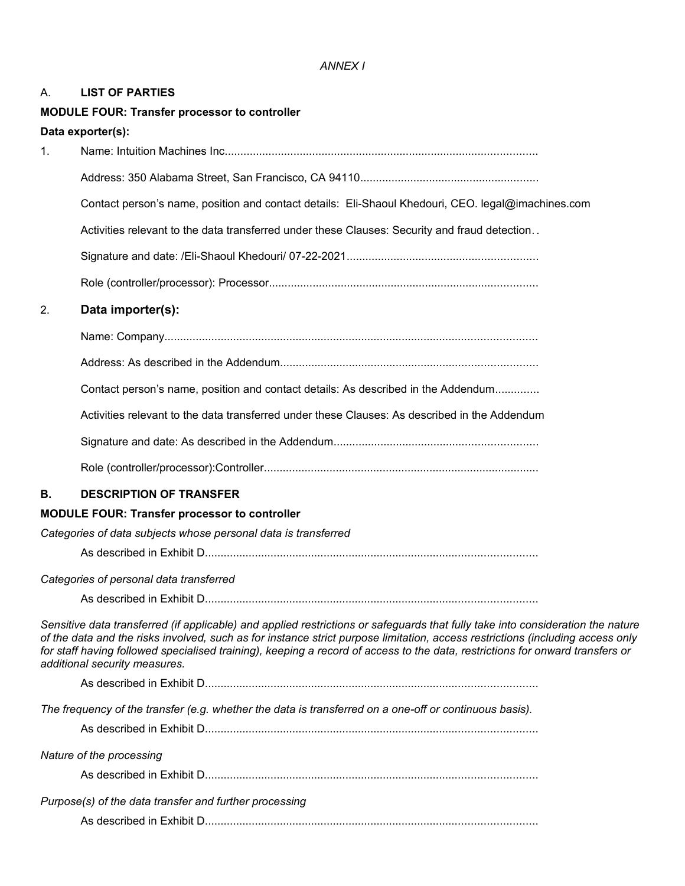*ANNEX I*

A. **LIST OF PARTIES**

**MODULE FOUR: Transfer processor to controller**

**Data exporter(s):**

1. Name: Intuition Machines Inc.....................................................................................................

   Address: 350 Alabama Street, San Francisco, CA 94110.........................................................

   Contact person's name, position and contact details: Eli-Shaoul Khedouri, CEO. legal@imachines.com

   Activities relevant to the data transferred under these Clauses: Security and fraud detection. .

   Signature and date: /Eli-Shaoul Khedouri/ 07-22-2021.............................................................

   Role (controller/processor): Processor.....................................................................................

2. **Data importer(s):**

   Name: Company......................................................................................................................

   Address: As described in the Addendum.................................................................................

   Contact person's name, position and contact details: As described in the Addendum..............

   Activities relevant to the data transferred under these Clauses: As described in the Addendum

   Signature and date: As described in the Addendum.................................................................

   Role (controller/processor):Controller.......................................................................................

**B. DESCRIPTION OF TRANSFER**

**MODULE FOUR: Transfer processor to controller**

*Categories of data subjects whose personal data is transferred*

As described in Exhibit D.........................................................................................................

*Categories of personal data transferred*

As described in Exhibit D.........................................................................................................

*Sensitive data transferred (if applicable) and applied restrictions or safeguards that fully take into consideration the nature of the data and the risks involved, such as for instance strict purpose limitation, access restrictions (including access only for staff having followed specialised training), keeping a record of access to the data, restrictions for onward transfers or additional security measures.*

As described in Exhibit D.........................................................................................................

*The frequency of the transfer (e.g. whether the data is transferred on a one-off or continuous basis).*

As described in Exhibit D.........................................................................................................

*Nature of the processing*

As described in Exhibit D.........................................................................................................

*Purpose(s) of the data transfer and further processing*

As described in Exhibit D.........................................................................................................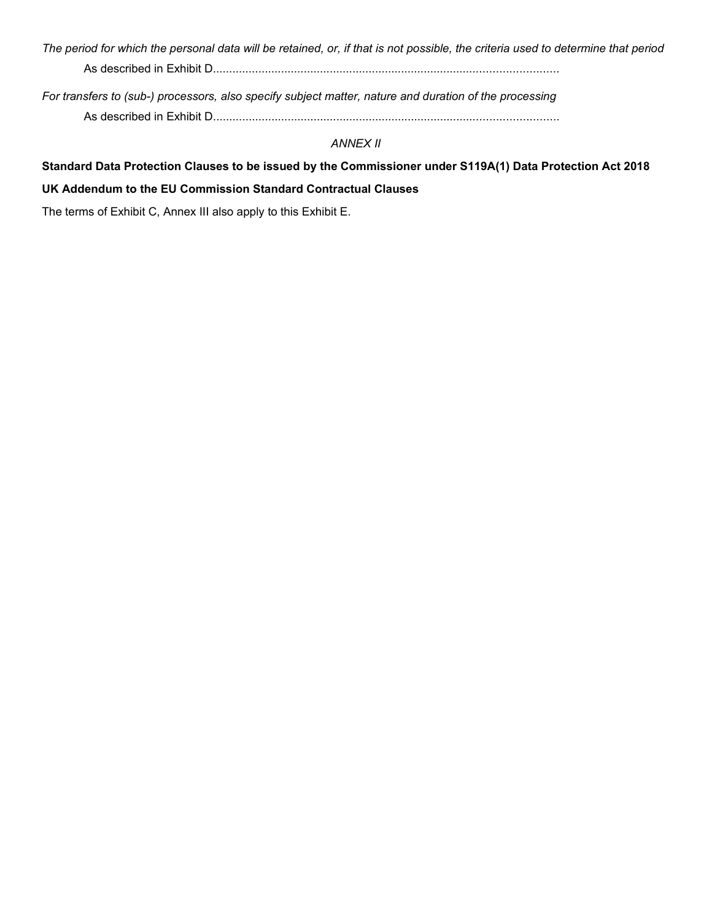*The period for which the personal data will be retained, or, if that is not possible, the criteria used to determine that period*

As described in Exhibit D..........................................................................................................

*For transfers to (sub-) processors, also specify subject matter, nature and duration of the processing*

As described in Exhibit D..........................................................................................................

*ANNEX II*

**Standard Data Protection Clauses to be issued by the Commissioner under S119A(1) Data Protection Act 2018**

**UK Addendum to the EU Commission Standard Contractual Clauses**

The terms of Exhibit C, Annex III also apply to this Exhibit E.